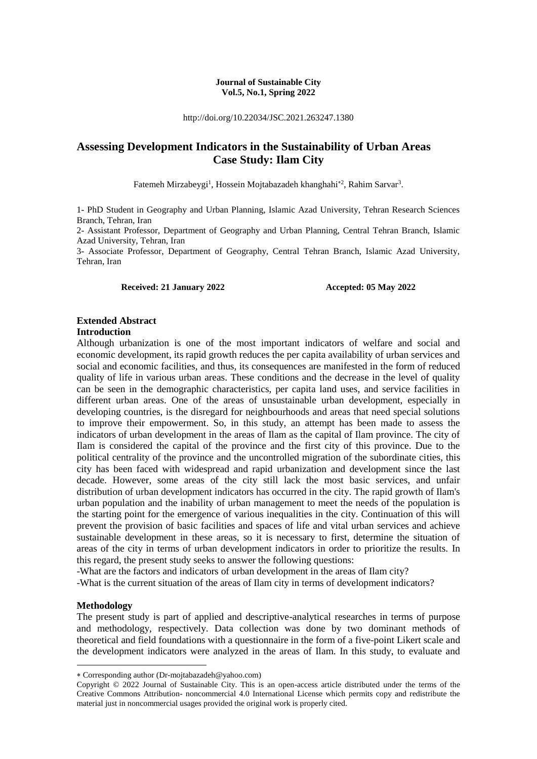**Journal of Sustainable City**
**Vol.5, No.1, Spring 2022**

http://doi.org/10.22034/JSC.2021.263247.1380

# Assessing Development Indicators in the Sustainability of Urban Areas Case Study: Ilam City

Fatemeh Mirzabeygi[1], Hossein Mojtabazadeh khanghahi*[2], Rahim Sarvar[3].

1- PhD Student in Geography and Urban Planning, Islamic Azad University, Tehran Research Sciences Branch, Tehran, Iran

2- Assistant Professor, Department of Geography and Urban Planning, Central Tehran Branch, Islamic Azad University, Tehran, Iran

3- Associate Professor, Department of Geography, Central Tehran Branch, Islamic Azad University, Tehran, Iran

**Received: 21 January 2022** **Accepted: 05 May 2022**

## Extended Abstract

### Introduction

Although urbanization is one of the most important indicators of welfare and social and economic development, its rapid growth reduces the per capita availability of urban services and social and economic facilities, and thus, its consequences are manifested in the form of reduced quality of life in various urban areas. These conditions and the decrease in the level of quality can be seen in the demographic characteristics, per capita land uses, and service facilities in different urban areas. One of the areas of unsustainable urban development, especially in developing countries, is the disregard for neighbourhoods and areas that need special solutions to improve their empowerment. So, in this study, an attempt has been made to assess the indicators of urban development in the areas of Ilam as the capital of Ilam province. The city of Ilam is considered the capital of the province and the first city of this province. Due to the political centrality of the province and the uncontrolled migration of the subordinate cities, this city has been faced with widespread and rapid urbanization and development since the last decade. However, some areas of the city still lack the most basic services, and unfair distribution of urban development indicators has occurred in the city. The rapid growth of Ilam's urban population and the inability of urban management to meet the needs of the population is the starting point for the emergence of various inequalities in the city. Continuation of this will prevent the provision of basic facilities and spaces of life and vital urban services and achieve sustainable development in these areas, so it is necessary to first, determine the situation of areas of the city in terms of urban development indicators in order to prioritize the results. In this regard, the present study seeks to answer the following questions:

-What are the factors and indicators of urban development in the areas of Ilam city?

-What is the current situation of the areas of Ilam city in terms of development indicators?

### Methodology

The present study is part of applied and descriptive-analytical researches in terms of purpose and methodology, respectively. Data collection was done by two dominant methods of theoretical and field foundations with a questionnaire in the form of a five-point Likert scale and the development indicators were analyzed in the areas of Ilam. In this study, to evaluate and

---

* Corresponding author (Dr-mojtabazadeh@yahoo.com)

Copyright © 2022 Journal of Sustainable City. This is an open-access article distributed under the terms of the Creative Commons Attribution- noncommercial 4.0 International License which permits copy and redistribute the material just in noncommercial usages provided the original work is properly cited.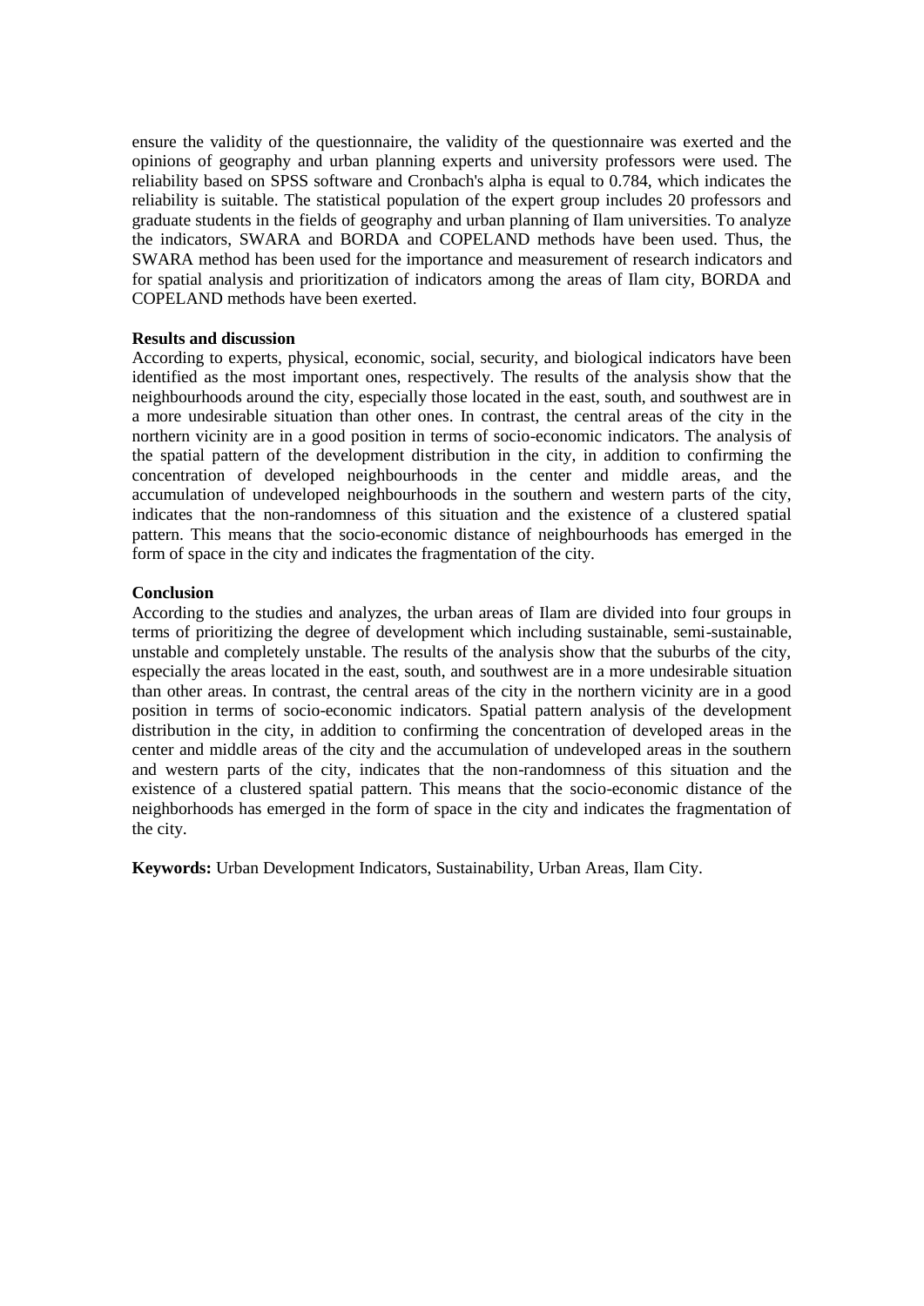ensure the validity of the questionnaire, the validity of the questionnaire was exerted and the opinions of geography and urban planning experts and university professors were used. The reliability based on SPSS software and Cronbach's alpha is equal to 0.784, which indicates the reliability is suitable. The statistical population of the expert group includes 20 professors and graduate students in the fields of geography and urban planning of Ilam universities. To analyze the indicators, SWARA and BORDA and COPELAND methods have been used. Thus, the SWARA method has been used for the importance and measurement of research indicators and for spatial analysis and prioritization of indicators among the areas of Ilam city, BORDA and COPELAND methods have been exerted.

**Results and discussion**

According to experts, physical, economic, social, security, and biological indicators have been identified as the most important ones, respectively. The results of the analysis show that the neighbourhoods around the city, especially those located in the east, south, and southwest are in a more undesirable situation than other ones. In contrast, the central areas of the city in the northern vicinity are in a good position in terms of socio-economic indicators. The analysis of the spatial pattern of the development distribution in the city, in addition to confirming the concentration of developed neighbourhoods in the center and middle areas, and the accumulation of undeveloped neighbourhoods in the southern and western parts of the city, indicates that the non-randomness of this situation and the existence of a clustered spatial pattern. This means that the socio-economic distance of neighbourhoods has emerged in the form of space in the city and indicates the fragmentation of the city.

**Conclusion**

According to the studies and analyzes, the urban areas of Ilam are divided into four groups in terms of prioritizing the degree of development which including sustainable, semi-sustainable, unstable and completely unstable. The results of the analysis show that the suburbs of the city, especially the areas located in the east, south, and southwest are in a more undesirable situation than other areas. In contrast, the central areas of the city in the northern vicinity are in a good position in terms of socio-economic indicators. Spatial pattern analysis of the development distribution in the city, in addition to confirming the concentration of developed areas in the center and middle areas of the city and the accumulation of undeveloped areas in the southern and western parts of the city, indicates that the non-randomness of this situation and the existence of a clustered spatial pattern. This means that the socio-economic distance of the neighborhoods has emerged in the form of space in the city and indicates the fragmentation of the city.

**Keywords:** Urban Development Indicators, Sustainability, Urban Areas, Ilam City.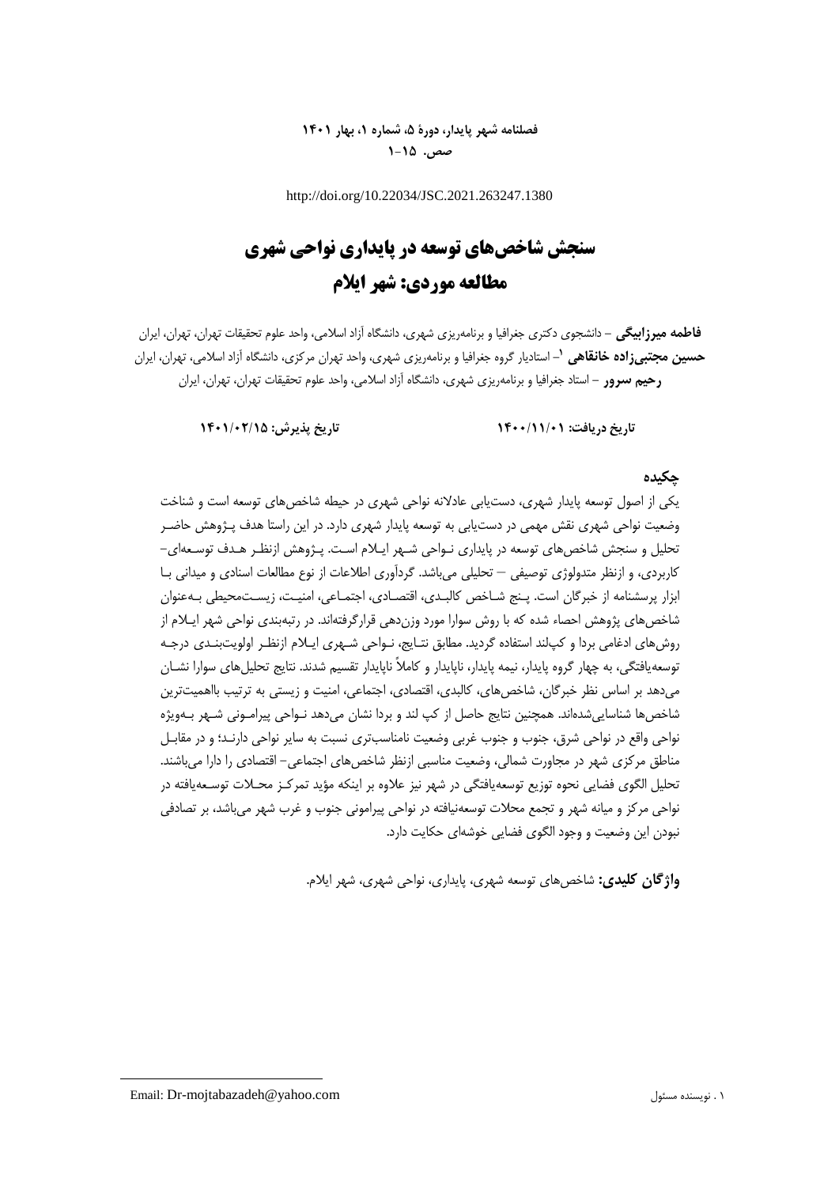http://doi.org/10.22034/JSC.2021.263247.1380

# سنجش شاخص‌های توسعه در پایداری نواحی شهری
# مطالعه موردی: شهر ایلام

**فاطمه میرزابیگی** – دانشجوی دکتری جغرافیا و برنامه‌ریزی شهری، دانشگاه آزاد اسلامی، واحد علوم تحقیقات تهران، تهران، ایران
**حسین مجتبی‌زاده خانقاهی** [1]– استادیار گروه جغرافیا و برنامه‌ریزی شهری، واحد تهران مرکزی، دانشگاه آزاد اسلامی، تهران، ایران
**رحیم سرور** – استاد جغرافیا و برنامه‌ریزی شهری، دانشگاه آزاد اسلامی، واحد علوم تحقیقات تهران، تهران، ایران

**تاریخ دریافت: ۱۴۰۰/۱۱/۰۱** **تاریخ پذیرش: ۱۴۰۱/۰۲/۱۵**

## چکیده

یکی از اصول توسعه پایدار شهری، دست‌یابی عادلانه نواحی شهری در حیطه شاخص‌های توسعه است و شناخت وضعیت نواحی شهری نقش مهمی در دست‌یابی به توسعه پایدار شهری دارد. در این راستا هدف پژوهش حاضر تحلیل و سنجش شاخص‌های توسعه در پایداری نواحی شهر ایلام است. پژوهش ازنظر هدف توسعه‌ای–کاربردی، و ازنظر متدولوژی توصیفی – تحلیلی می‌باشد. گردآوری اطلاعات از نوع مطالعات اسنادی و میدانی با ابزار پرسشنامه از خبرگان است. پنج شاخص کالبدی، اقتصادی، اجتماعی، امنیت، زیست‌محیطی به‌عنوان شاخص‌های پژوهش احصاء شده که با روش سوارا مورد وزن‌دهی قرارگرفته‌اند. در رتبه‌بندی نواحی شهر ایلام از روش‌های ادغامی بردا و کپ‌لند استفاده گردید. مطابق نتایج، نواحی شهری ایلام ازنظر اولویت‌بندی درجه توسعه‌یافتگی، به چهار گروه پایدار، نیمه پایدار، ناپایدار و کاملاً ناپایدار تقسیم شدند. نتایج تحلیل‌های سوارا نشان می‌دهد بر اساس نظر خبرگان، شاخص‌های، کالبدی، اقتصادی، اجتماعی، امنیت و زیستی به ترتیب بااهمیت‌ترین شاخص‌ها شناسایی‌شده‌اند. همچنین نتایج حاصل از کپ لند و بردا نشان می‌دهد نواحی پیرامونی شهر به‌ویژه نواحی واقع در نواحی شرق، جنوب و جنوب غربی وضعیت نامناسب‌تری نسبت به سایر نواحی دارند؛ و در مقابل مناطق مرکزی شهر در مجاورت شمالی، وضعیت مناسبی ازنظر شاخص‌های اجتماعی– اقتصادی را دارا می‌باشند. تحلیل الگوی فضایی نحوه توزیع توسعه‌یافتگی در شهر نیز علاوه بر اینکه مؤید تمرکز محلات توسعه‌یافته در نواحی مرکز و میانه شهر و تجمع محلات توسعه‌نیافته در نواحی پیرامونی جنوب و غرب شهر می‌باشد، بر تصادفی نبودن این وضعیت و وجود الگوی فضایی خوشه‌ای حکایت دارد.

**واژگان کلیدی:** شاخص‌های توسعه شهری، پایداری، نواحی شهری، شهر ایلام.

---

۱ . نویسنده مسئول Email: Dr-mojtabazadeh@yahoo.com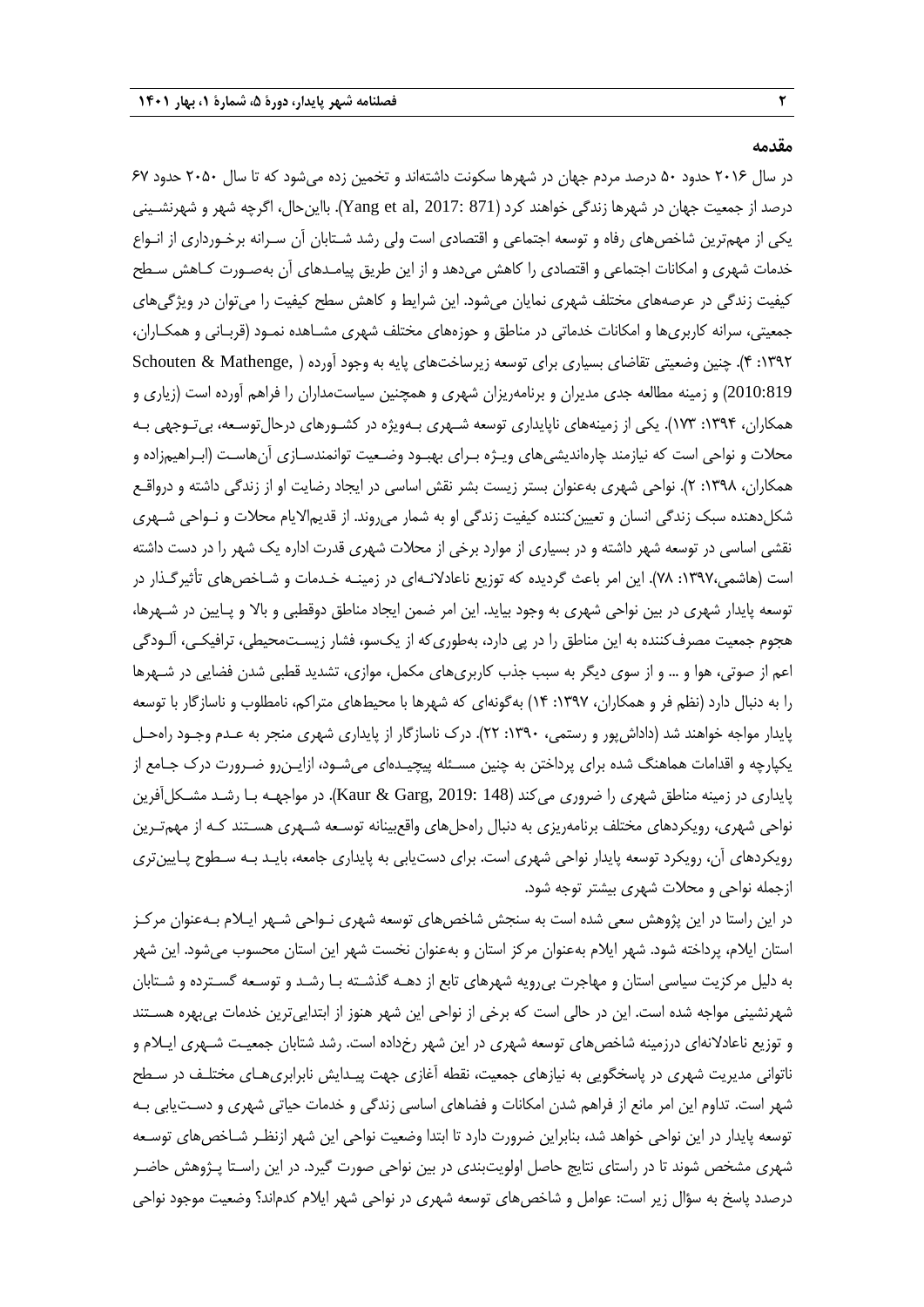## مقدمه

در سال ۲۰۱۶ حدود ۵۰ درصد مردم جهان در شهرها سکونت داشته‌اند و تخمین زده می‌شود که تا سال ۲۰۵۰ حدود ۶۷ درصد از جمعیت جهان در شهرها زندگی خواهند کرد (Yang et al, 2017: 871). بااین‌حال، اگرچه شهر و شهرنشینی یکی از مهم‌ترین شاخص‌های رفاه و توسعه اجتماعی و اقتصادی است ولی رشد شتابان آن سرانه برخورداری از انواع خدمات شهری و امکانات اجتماعی و اقتصادی را کاهش می‌دهد و از این طریق پیامدهای آن به‌صورت کاهش سطح کیفیت زندگی در عرصه‌های مختلف شهری نمایان می‌شود. این شرایط و کاهش سطح کیفیت را می‌توان در ویژگی‌های جمعیتی، سرانه کاربری‌ها و امکانات خدماتی در مناطق و حوزه‌های مختلف شهری مشاهده نمود (قربانی و همکاران، ۱۳۹۲: ۴). چنین وضعیتی تقاضای بسیاری برای توسعه زیرساخت‌های پایه به وجود آورده (Schouten & Mathenge, 2010:819) و زمینه مطالعه جدی مدیران و برنامه‌ریزان شهری و همچنین سیاست‌مداران را فراهم آورده است (زیاری و همکاران، ۱۳۹۴: ۱۷۳). یکی از زمینه‌های ناپایداری توسعه شهری به‌ویژه در کشورهای درحال‌توسعه، بی‌توجهی به محلات و نواحی است که نیازمند چاره‌اندیشی‌های ویژه برای بهبود وضعیت توانمندسازی آن‌هاست (ابراهیم‌زاده و همکاران، ۱۳۹۸: ۲). نواحی شهری به‌عنوان بستر زیست بشر نقش اساسی در ایجاد رضایت او از زندگی داشته و درواقع شکل‌دهنده سبک زندگی انسان و تعیین‌کننده کیفیت زندگی او به شمار می‌روند. از قدیم‌الایام محلات و نواحی شهری نقشی اساسی در توسعه شهر داشته و در بسیاری از موارد برخی از محلات شهری قدرت اداره یک شهر را در دست داشته است (هاشمی،۱۳۹۷: ۷۸). این امر باعث گردیده که توزیع ناعادلانه‌ای در زمینه خدمات و شاخص‌های تأثیرگذار در توسعه پایدار شهری در بین نواحی شهری به وجود بیاید. این امر ضمن ایجاد مناطق دوقطبی و بالا و پایین در شهرها، هجوم جمعیت مصرف‌کننده به این مناطق را در پی دارد، به‌طوری‌که از یک‌سو، فشار زیست‌محیطی، ترافیکی، آلودگی اعم از صوتی، هوا و ... و از سوی دیگر به سبب جذب کاربری‌های مکمل، موازی، تشدید قطبی شدن فضایی در شهرها را به دنبال دارد (نظم فر و همکاران، ۱۳۹۷: ۱۴) به‌گونه‌ای که شهرها با محیط‌های متراکم، نامطلوب و ناسازگار با توسعه پایدار مواجه خواهند شد (داداش‌پور و رستمی، ۱۳۹۰: ۲۲). درک ناسازگار از پایداری شهری منجر به عدم وجود راه‌حل یکپارچه و اقدامات هماهنگ شده برای پرداختن به چنین مسئله پیچیده‌ای می‌شود، ازاین‌رو ضرورت درک جامع از پایداری در زمینه مناطق شهری را ضروری می‌کند (Kaur & Garg, 2019: 148). در مواجهه با رشد مشکل‌آفرین نواحی شهری، رویکردهای مختلف برنامه‌ریزی به دنبال راه‌حل‌های واقع‌بینانه توسعه شهری هستند که از مهم‌ترین رویکردهای آن، رویکرد توسعه پایدار نواحی شهری است. برای دست‌یابی به پایداری جامعه، باید به سطوح پایین‌تری ازجمله نواحی و محلات شهری بیشتر توجه شود.

در این راستا در این پژوهش سعی شده است به سنجش شاخص‌های توسعه شهری نواحی شهر ایلام به‌عنوان مرکز استان ایلام، پرداخته شود. شهر ایلام به‌عنوان مرکز استان و به‌عنوان نخست شهر این استان محسوب می‌شود. این شهر به دلیل مرکزیت سیاسی استان و مهاجرت بی‌رویه شهرهای تابع از دهه گذشته با رشد و توسعه گسترده و شتابان شهرنشینی مواجه شده است. این در حالی است که برخی از نواحی این شهر هنوز از ابتدایی‌ترین خدمات بی‌بهره هستند و توزیع ناعادلانه‌ای درزمینه شاخص‌های توسعه شهری در این شهر رخداده است. رشد شتابان جمعیت شهری ایلام و ناتوانی مدیریت شهری در پاسخگویی به نیازهای جمعیت، نقطه آغازی جهت پیدایش نابرابری‌های مختلف در سطح شهر است. تداوم این امر مانع از فراهم شدن امکانات و فضاهای اساسی زندگی و خدمات حیاتی شهری و دست‌یابی به توسعه پایدار در این نواحی خواهد شد، بنابراین ضرورت دارد تا ابتدا وضعیت نواحی این شهر ازنظر شاخص‌های توسعه شهری مشخص شوند تا در راستای نتایج حاصل اولویت‌بندی در بین نواحی صورت گیرد. در این راستا پژوهش حاضر درصدد پاسخ به سؤال زیر است: عوامل و شاخص‌های توسعه شهری در نواحی شهر ایلام کدام‌اند؟ وضعیت موجود نواحی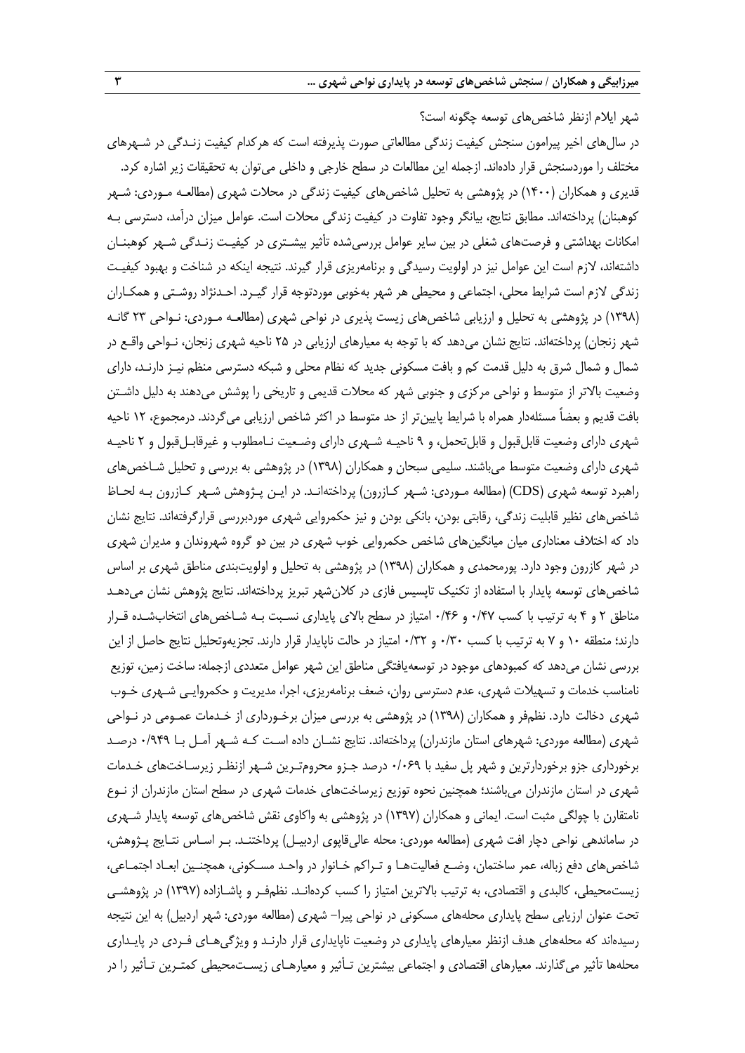شهر ایلام ازنظر شاخص‌های توسعه چگونه است؟

در سال‌های اخیر پیرامون سنجش کیفیت زندگی مطالعاتی صورت پذیرفته است که هرکدام کیفیت زندگی در شهرهای مختلف را موردسنجش قرار داده‌اند. ازجمله این مطالعات در سطح خارجی و داخلی می‌توان به تحقیقات زیر اشاره کرد. قدیری و همکاران (۱۴۰۰) در پژوهشی به تحلیل شاخص‌های کیفیت زندگی در محلات شهری (مطالعه موردی: شهر کوهبنان) پرداخته‌اند. مطابق نتایج، بیانگر وجود تفاوت در کیفیت زندگی محلات است. عوامل میزان درآمد، دسترسی به امکانات بهداشتی و فرصت‌های شغلی در بین سایر عوامل بررسی‌شده تأثیر بیشتری در کیفیت زندگی شهر کوهبنان داشته‌اند، لازم است این عوامل نیز در اولویت رسیدگی و برنامه‌ریزی قرار گیرند. نتیجه اینکه در شناخت و بهبود کیفیت زندگی لازم است شرایط محلی، اجتماعی و محیطی هر شهر به‌خوبی موردتوجه قرار گیرد. احدنژاد روشتی و همکاران (۱۳۹۸) در پژوهشی به تحلیل و ارزیابی شاخص‌های زیست پذیری در نواحی شهری (مطالعه موردی: نواحی ۲۳ گانه شهر زنجان) پرداخته‌اند. نتایج نشان می‌دهد که با توجه به معیارهای ارزیابی در ۲۵ ناحیه شهری زنجان، نواحی واقع در شمال و شمال شرق به دلیل قدمت کم و بافت مسکونی جدید که نظام محلی و شبکه دسترسی منظم نیز دارند، دارای وضعیت بالاتر از متوسط و نواحی مرکزی و جنوبی شهر که محلات قدیمی و تاریخی را پوشش می‌دهند به دلیل داشتن بافت قدیم و بعضاً مسئله‌دار همراه با شرایط پایین‌تر از حد متوسط در اکثر شاخص ارزیابی می‌گردند. درمجموع، ۱۲ ناحیه شهری دارای وضعیت قابل‌قبول و قابل‌تحمل، و ۹ ناحیه شهری دارای وضعیت نامطلوب و غیرقابل‌قبول و ۲ ناحیه شهری دارای وضعیت متوسط می‌باشند. سلیمی سبحان و همکاران (۱۳۹۸) در پژوهشی به بررسی و تحلیل شاخص‌های راهبرد توسعه شهری (CDS) (مطالعه موردی: شهر کازرون) پرداخته‌اند. در این پژوهش شهر کازرون به لحاظ شاخص‌های نظیر قابلیت زندگی، رقابتی بودن، بانکی بودن و نیز حکمروایی شهری موردبررسی قرارگرفته‌اند. نتایج نشان داد که اختلاف معناداری میان میانگین‌های شاخص حکمروایی خوب شهری در بین دو گروه شهروندان و مدیران شهری در شهر کازرون وجود دارد. پورمحمدی و همکاران (۱۳۹۸) در پژوهشی به تحلیل و اولویت‌بندی مناطق شهری بر اساس شاخص‌های توسعه پایدار با استفاده از تکنیک تاپسیس فازی در کلان‌شهر تبریز پرداخته‌اند. نتایج پژوهش نشان می‌دهد مناطق ۲ و ۴ به ترتیب با کسب ۰/۴۷ و ۰/۴۶ امتیاز در سطح بالای پایداری نسبت به شاخص‌های انتخاب‌شده قرار دارند؛ منطقه ۱۰ و ۷ به ترتیب با کسب ۰/۳۰ و ۰/۳۲ امتیاز در حالت ناپایدار قرار دارند. تجزیه‌وتحلیل نتایج حاصل از این بررسی نشان می‌دهد که کمبودهای موجود در توسعه‌یافتگی مناطق این شهر عوامل متعددی ازجمله: ساخت زمین، توزیع نامناسب خدمات و تسهیلات شهری، عدم دسترسی روان، ضعف برنامه‌ریزی، اجرا، مدیریت و حکمروایی شهری خوب شهری دخالت دارد. نظم‌فر و همکاران (۱۳۹۸) در پژوهشی به بررسی میزان برخورداری از خدمات عمومی در نواحی شهری (مطالعه موردی: شهرهای استان مازندران) پرداخته‌اند. نتایج نشان داده است که شهر آمل با ۰/۹۴۹ درصد برخورداری جزو برخوردارترین و شهر پل سفید با ۰/۰۶۹ درصد جزو محروم‌ترین شهر ازنظر زیرساخت‌های خدمات شهری در استان مازندران می‌باشند؛ همچنین نحوه توزیع زیرساخت‌های خدمات شهری در سطح استان مازندران از نوع نامتقارن با چولگی مثبت است. ایمانی و همکاران (۱۳۹۷) در پژوهشی به واکاوی نقش شاخص‌های توسعه پایدار شهری در ساماندهی نواحی دچار افت شهری (مطالعه موردی: محله عالی‌قاپوی اردبیل) پرداختند. بر اساس نتایج پژوهش، شاخص‌های دفع زباله، عمر ساختمان، وضع فعالیت‌ها و تراکم خانوار در واحد مسکونی، همچنین ابعاد اجتماعی، زیست‌محیطی، کالبدی و اقتصادی، به ترتیب بالاترین امتیاز را کسب کرده‌اند. نظم‌فر و پاشازاده (۱۳۹۷) در پژوهشی تحت عنوان ارزیابی سطح پایداری محله‌های مسکونی در نواحی پیرا- شهری (مطالعه موردی: شهر اردبیل) به این نتیجه رسیده‌اند که محله‌های هدف ازنظر معیارهای پایداری در وضعیت ناپایداری قرار دارند و ویژگی‌های فردی در پایداری محله‌ها تأثیر می‌گذارند. معیارهای اقتصادی و اجتماعی بیشترین تأثیر و معیارهای زیست‌محیطی کمترین تأثیر را در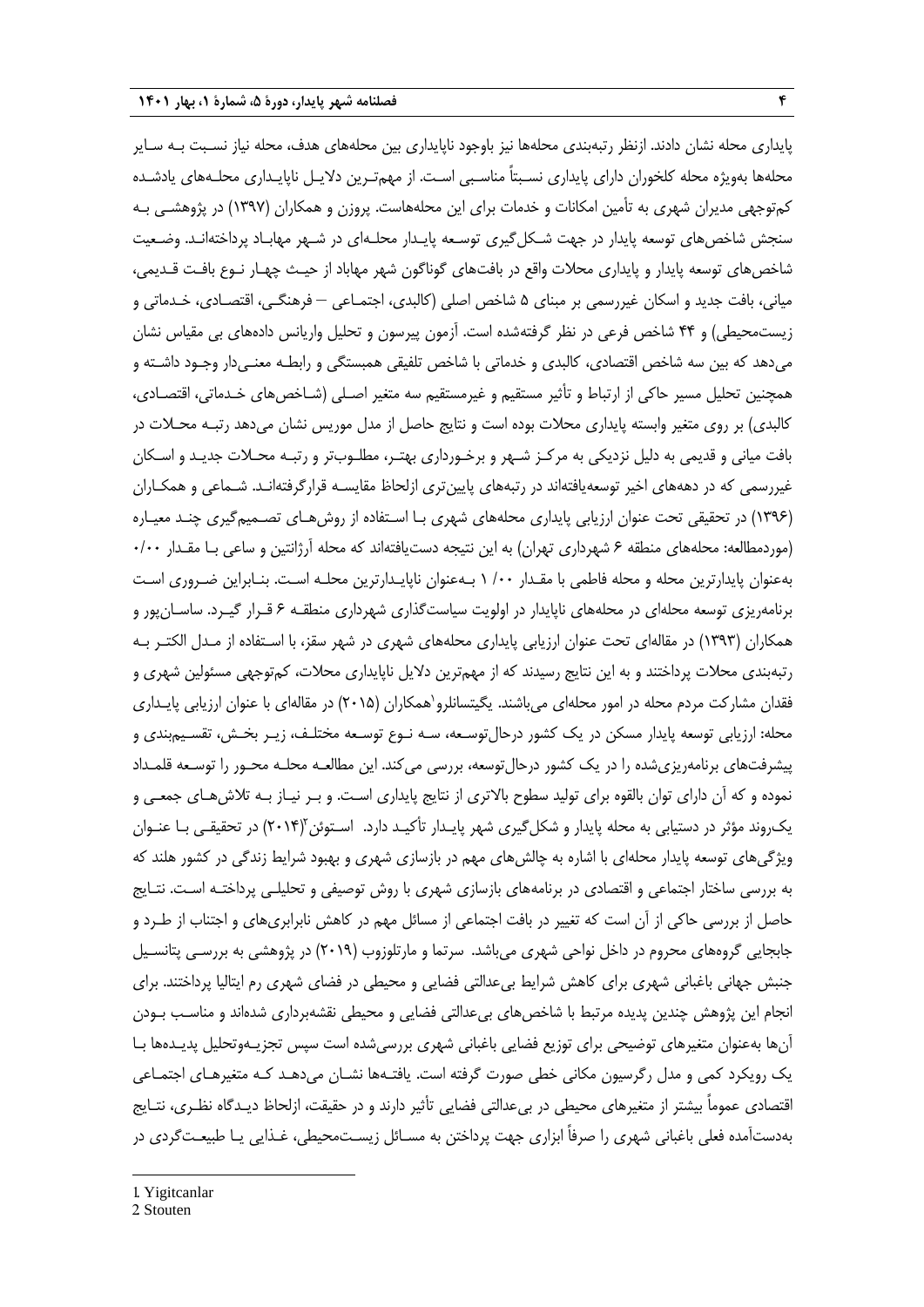پایداری محله نشان دادند. ازنظر رتبه‌بندی محله‌ها نیز باوجود ناپایداری بین محله‌های هدف، محله نیاز نسبت به سایر محله‌ها به‌ویژه محله کلخوران دارای پایداری نسبتاً مناسبی است. از مهم‌ترین دلایل ناپایداری محله‌های یادشده کم‌توجهی مدیران شهری به تأمین امکانات و خدمات برای این محله‌هاست. پروزن و همکاران (۱۳۹۷) در پژوهشی به سنجش شاخص‌های توسعه پایدار در جهت شکل‌گیری توسعه پایدار محله‌ای در شهر مهاباد پرداخته‌اند. وضعیت شاخص‌های توسعه پایدار و پایداری محلات واقع در بافت‌های گوناگون شهر مهاباد از حیث چهار نوع بافت قدیمی، میانی، بافت جدید و اسکان غیررسمی بر مبنای ۵ شاخص اصلی (کالبدی، اجتماعی – فرهنگی، اقتصادی، خدماتی و زیست‌محیطی) و ۴۴ شاخص فرعی در نظر گرفته‌شده است. آزمون پیرسون و تحلیل واریانس داده‌های بی مقیاس نشان می‌دهد که بین سه شاخص اقتصادی، کالبدی و خدماتی با شاخص تلفیقی همبستگی و رابطه معنی‌دار وجود داشته و همچنین تحلیل مسیر حاکی از ارتباط و تأثیر مستقیم و غیرمستقیم سه متغیر اصلی (شاخص‌های خدماتی، اقتصادی، کالبدی) بر روی متغیر وابسته پایداری محلات بوده است و نتایج حاصل از مدل موریس نشان می‌دهد رتبه محلات در بافت میانی و قدیمی به دلیل نزدیکی به مرکز شهر و برخورداری بهتر، مطلوب‌تر و رتبه محلات جدید و اسکان غیررسمی که در دهه‌های اخیر توسعه‌یافته‌اند در رتبه‌های پایین‌تری ازلحاظ مقایسه قرارگرفته‌اند. شماعی و همکاران (۱۳۹۶) در تحقیقی تحت عنوان ارزیابی پایداری محله‌های شهری با استفاده از روش‌های تصمیم‌گیری چند معیاره (موردمطالعه: محله‌های منطقه ۶ شهرداری تهران) به این نتیجه دست‌یافته‌اند که محله آرژانتین و ساعی با مقدار ۰/۰۰ به‌عنوان پایدارترین محله و محله فاطمی با مقدار ۱ /۰۰ به‌عنوان ناپایدارترین محله است. بنابراین ضروری است برنامه‌ریزی توسعه محله‌ای در محله‌های ناپایدار در اولویت سیاست‌گذاری شهرداری منطقه ۶ قرار گیرد. ساسان‌پور و همکاران (۱۳۹۳) در مقاله‌ای تحت عنوان ارزیابی پایداری محله‌های شهری در شهر سقز، با استفاده از مدل الکتر به رتبه‌بندی محلات پرداختند و به این نتایج رسیدند که از مهم‌ترین دلایل ناپایداری محلات، کم‌توجهی مسئولین شهری و فقدان مشارکت مردم محله در امور محله‌ای می‌باشند. یگیتسانلرو[1]همکاران (۲۰۱۵) در مقاله‌ای با عنوان ارزیابی پایداری محله: ارزیابی توسعه پایدار مسکن در یک کشور درحال‌توسعه، سه نوع توسعه مختلف، زیر بخش، تقسیم‌بندی و پیشرفت‌های برنامه‌ریزی‌شده را در یک کشور درحال‌توسعه، بررسی می‌کند. این مطالعه محله محور را توسعه قلمداد نموده و که آن دارای توان بالقوه برای تولید سطوح بالاتری از نتایج پایداری است. و بر نیاز به تلاش‌های جمعی و یک‌روند مؤثر در دستیابی به محله پایدار و شکل‌گیری شهر پایدار تأکید دارد. استوئن[2](۲۰۱۴) در تحقیقی با عنوان ویژگی‌های توسعه پایدار محله‌ای با اشاره به چالش‌های مهم در بازسازی شهری و بهبود شرایط زندگی در کشور هلند که به بررسی ساختار اجتماعی و اقتصادی در برنامه‌های بازسازی شهری با روش توصیفی و تحلیلی پرداخته است. نتایج حاصل از بررسی حاکی از آن است که تغییر در بافت اجتماعی از مسائل مهم در کاهش نابرابری‌های و اجتناب از طرد و جابجایی گروه‌های محروم در داخل نواحی شهری می‌باشد. سرتما و مارتلوزوب (۲۰۱۹) در پژوهشی به بررسی پتانسیل جنبش جهانی باغبانی شهری برای کاهش شرایط بی‌عدالتی فضایی و محیطی در فضای شهری رم ایتالیا پرداختند. برای انجام این پژوهش چندین پدیده مرتبط با شاخص‌های بی‌عدالتی فضایی و محیطی نقشه‌برداری شده‌اند و مناسب بودن آن‌ها به‌عنوان متغیرهای توضیحی برای توزیع فضایی باغبانی شهری بررسی‌شده است سپس تجزیه‌وتحلیل پدیده‌ها با یک رویکرد کمی و مدل رگرسیون مکانی خطی صورت گرفته است. یافته‌ها نشان می‌دهد که متغیرهای اجتماعی اقتصادی عموماً بیشتر از متغیرهای محیطی در بی‌عدالتی فضایی تأثیر دارند و در حقیقت، ازلحاظ دیدگاه نظری، نتایج به‌دست‌آمده فعلی باغبانی شهری را صرفاً ابزاری جهت پرداختن به مسائل زیست‌محیطی، غذایی یا طبیعت‌گردی در

---

1. Yigitcanlar
2. Stouten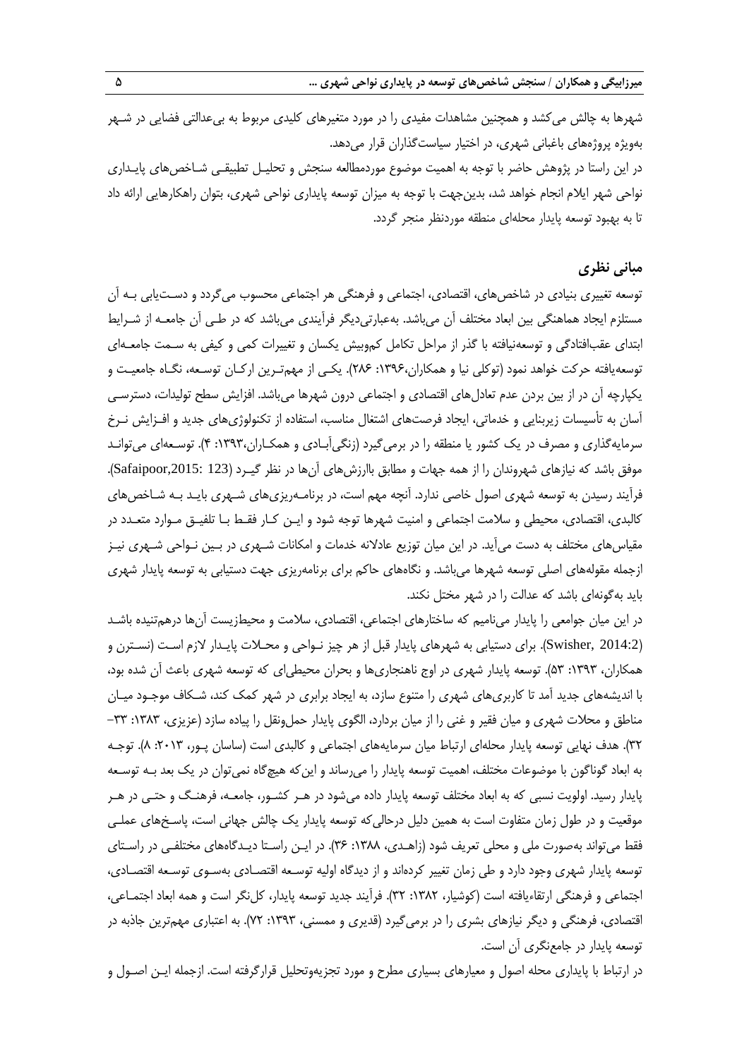شهرها به چالش می‌کشد و همچنین مشاهدات مفیدی را در مورد متغیرهای کلیدی مربوط به بی‌عدالتی فضایی در شهر به‌ویژه پروژه‌های باغبانی شهری، در اختیار سیاست‌گذاران قرار می‌دهد.

در این راستا در پژوهش حاضر با توجه به اهمیت موضوع موردمطالعه سنجش و تحلیل تطبیقی شاخص‌های پایداری نواحی شهر ایلام انجام خواهد شد، بدین‌جهت با توجه به میزان توسعه پایداری نواحی شهری، بتوان راهکارهایی ارائه داد تا به بهبود توسعه پایدار محله‌ای منطقه موردنظر منجر گردد.

## مبانی نظری

توسعه تغییری بنیادی در شاخص‌های، اقتصادی، اجتماعی و فرهنگی هر اجتماعی محسوب می‌گردد و دست‌یابی به آن مستلزم ایجاد هماهنگی بین ابعاد مختلف آن می‌باشد. به‌عبارتی‌دیگر فرآیندی می‌باشد که در طی آن جامعه از شرایط ابتدای عقب‌افتادگی و توسعه‌نیافته با گذر از مراحل تکامل کم‌وبیش یکسان و تغییرات کمی و کیفی به سمت جامعه‌ای توسعه‌یافته حرکت خواهد نمود (توکلی نیا و همکاران،۱۳۹۶: ۲۸۶). یکی از مهم‌ترین ارکان توسعه، نگاه جامعیت و یکپارچه آن در از بین بردن عدم تعادل‌های اقتصادی و اجتماعی درون شهرها می‌باشد. افزایش سطح تولیدات، دسترسی آسان به تأسیسات زیربنایی و خدماتی، ایجاد فرصت‌های اشتغال مناسب، استفاده از تکنولوژی‌های جدید و افزایش نرخ سرمایه‌گذاری و مصرف در یک کشور یا منطقه را در برمی‌گیرد (زنگی‌آبادی و همکاران،۱۳۹۳: ۴). توسعه‌ای می‌تواند موفق باشد که نیازهای شهروندان را از همه جهات و مطابق باارزش‌های آن‌ها در نظر گیرد (Safaipoor,2015: 123). فرآیند رسیدن به توسعه شهری اصول خاصی ندارد. آنچه مهم است، در برنامه‌ریزی‌های شهری باید به شاخص‌های کالبدی، اقتصادی، محیطی و سلامت اجتماعی و امنیت شهرها توجه شود و این کار فقط با تلفیق موارد متعدد در مقیاس‌های مختلف به دست می‌آید. در این میان توزیع عادلانه خدمات و امکانات شهری در بین نواحی شهری نیز ازجمله مقوله‌های اصلی توسعه شهرها می‌باشد. و نگاه‌های حاکم برای برنامه‌ریزی جهت دستیابی به توسعه پایدار شهری باید به‌گونه‌ای باشد که عدالت را در شهر مختل نکند.

در این میان جوامعی را پایدار می‌نامیم که ساختارهای اجتماعی، اقتصادی، سلامت و محیط‌زیست آن‌ها درهم‌تنیده باشد (Swisher, 2014:2). برای دستیابی به شهرهای پایدار قبل از هر چیز نواحی و محلات پایدار لازم است (نسترن و همکاران، ۱۳۹۳: ۵۳). توسعه پایدار شهری در اوج ناهنجاری‌ها و بحران محیطی‌ای که توسعه شهری باعث آن شده بود، با اندیشه‌های جدید آمد تا کاربری‌های شهری را متنوع سازد، به ایجاد برابری در شهر کمک کند، شکاف موجود میان مناطق و محلات شهری و میان فقیر و غنی را از میان بردارد، الگوی پایدار حمل‌ونقل را پیاده سازد (عزیزی، ۱۳۸۳: ۳۳– ۳۲). هدف نهایی توسعه پایدار محله‌ای ارتباط میان سرمایه‌های اجتماعی و کالبدی است (ساسان پور، ۲۰۱۳: ۸). توجه به ابعاد گوناگون با موضوعات مختلف، اهمیت توسعه پایدار را می‌رساند و این‌که هیچ‌گاه نمی‌توان در یک بعد به توسعه پایدار رسید. اولویت نسبی که به ابعاد مختلف توسعه پایدار داده می‌شود در هر کشور، جامعه، فرهنگ و حتی در هر موقعیت و در طول زمان متفاوت است به همین دلیل درحالی‌که توسعه پایدار یک چالش جهانی است، پاسخ‌های عملی فقط می‌تواند به‌صورت ملی و محلی تعریف شود (زاهدی، ۱۳۸۸: ۳۶). در این راستا دیدگاه‌های مختلفی در راستای توسعه پایدار شهری وجود دارد و طی زمان تغییر کرده‌اند و از دیدگاه اولیه توسعه اقتصادی به‌سوی توسعه اقتصادی، اجتماعی و فرهنگی ارتقاءیافته است (کوشیار، ۱۳۸۲: ۳۲). فرآیند جدید توسعه پایدار، کل‌نگر است و همه ابعاد اجتماعی، اقتصادی، فرهنگی و دیگر نیازهای بشری را در برمی‌گیرد (قدیری و ممسنی، ۱۳۹۳: ۷۲). به اعتباری مهم‌ترین جاذبه در توسعه پایدار در جامع‌نگری آن است.

در ارتباط با پایداری محله اصول و معیارهای بسیاری مطرح و مورد تجزیه‌وتحلیل قرارگرفته است. ازجمله این اصول و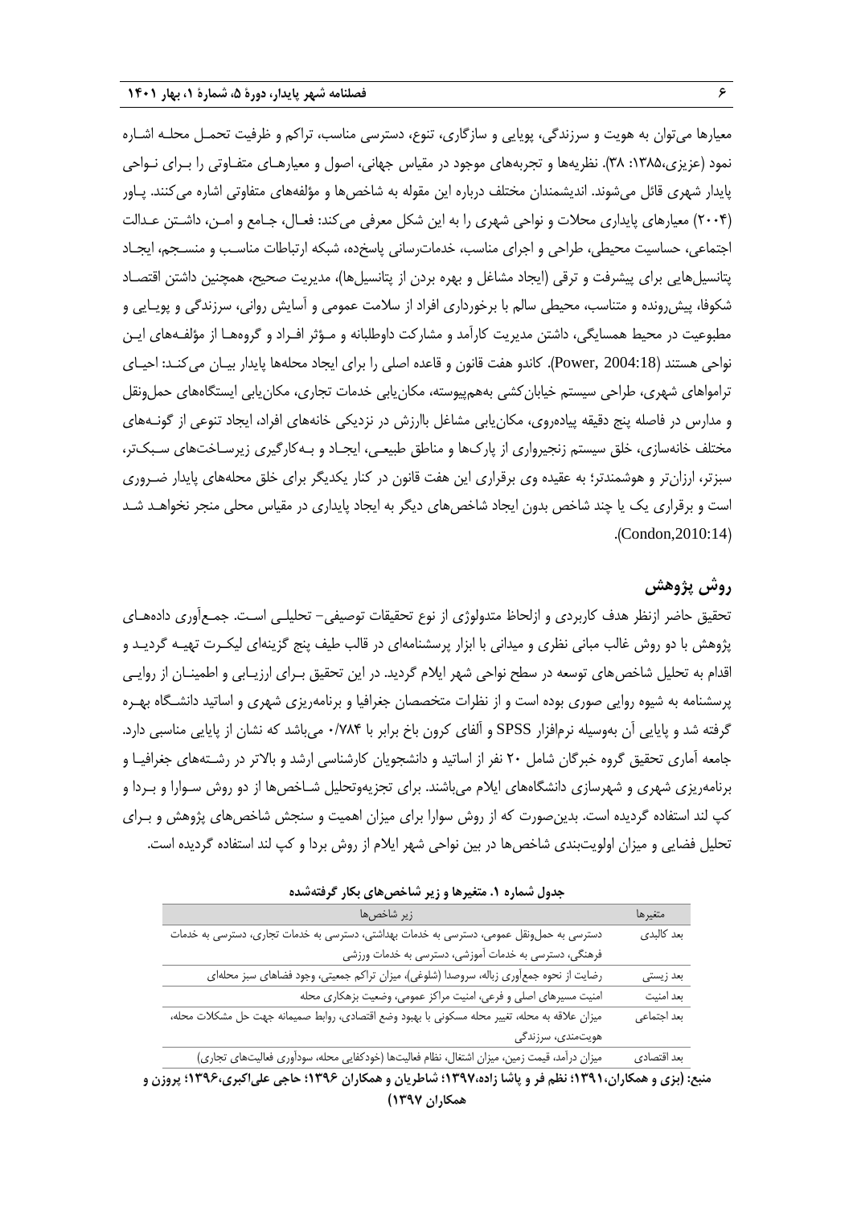معیارها می‌توان به هویت و سرزندگی، پویایی و سازگاری، تنوع، دسترسی مناسب، تراکم و ظرفیت تحمل محله اشاره نمود (عزیزی،۱۳۸۵: ۳۸). نظریه‌ها و تجربه‌های موجود در مقیاس جهانی، اصول و معیارهای متفاوتی را برای نواحی پایدار شهری قائل می‌شوند. اندیشمندان مختلف درباره این مقوله به شاخص‌ها و مؤلفه‌های متفاوتی اشاره می‌کنند. پاور (۲۰۰۴) معیارهای پایداری محلات و نواحی شهری را به این شکل معرفی می‌کند: فعال، جامع و امن، داشتن عدالت اجتماعی، حساسیت محیطی، طراحی و اجرای مناسب، خدمات‌رسانی پاسخ‌ده، شبکه ارتباطات مناسب و منسجم، ایجاد پتانسیل‌هایی برای پیشرفت و ترقی (ایجاد مشاغل و بهره بردن از پتانسیل‌ها)، مدیریت صحیح، همچنین داشتن اقتصاد شکوفا، پیش‌رونده و متناسب، محیطی سالم با برخورداری افراد از سلامت عمومی و آسایش روانی، سرزندگی و پویایی و مطبوعیت در محیط همسایگی، داشتن مدیریت کارآمد و مشارکت داوطلبانه و مؤثر افراد و گروه‌ها از مؤلفه‌های این نواحی هستند (Power, 2004:18). کاندو هفت قانون و قاعده اصلی را برای ایجاد محله‌ها پایدار بیان می‌کند: احیای تراموا‌های شهری، طراحی سیستم خیابان‌کشی به‌هم‌پیوسته، مکان‌یابی خدمات تجاری، مکان‌یابی ایستگاه‌های حمل‌ونقل و مدارس در فاصله پنج دقیقه پیاده‌روی، مکان‌یابی مشاغل باارزش در نزدیکی خانه‌های افراد، ایجاد تنوعی از گونه‌های مختلف خانه‌سازی، خلق سیستم زنجیرواری از پارک‌ها و مناطق طبیعی، ایجاد و به‌کارگیری زیرساخت‌های سبک‌تر، سبزتر، ارزان‌تر و هوشمندتر؛ به عقیده وی برقراری این هفت قانون در کنار یکدیگر برای خلق محله‌های پایدار ضروری است و برقراری یک یا چند شاخص بدون ایجاد شاخص‌های دیگر به ایجاد پایداری در مقیاس محلی منجر نخواهد شد (Condon,2010:14).

## روش پژوهش

تحقیق حاضر ازنظر هدف کاربردی و ازلحاظ متدولوژی از نوع تحقیقات توصیفی- تحلیلی است. جمع‌آوری داده‌های پژوهش با دو روش غالب مبانی نظری و میدانی با ابزار پرسشنامه‌ای در قالب طیف پنج گزینه‌ای لیکرت تهیه گردید و اقدام به تحلیل شاخص‌های توسعه در سطح نواحی شهر ایلام گردید. در این تحقیق برای ارزیابی و اطمینان از روایی پرسشنامه به شیوه روایی صوری بوده است و از نظرات متخصصان جغرافیا و برنامه‌ریزی شهری و اساتید دانشگاه بهره گرفته شد و پایایی آن به‌وسیله نرم‌افزار SPSS و آلفای کرون باخ برابر با ۰/۷۸۴ می‌باشد که نشان از پایایی مناسبی دارد. جامعه آماری تحقیق گروه خبرگان شامل ۲۰ نفر از اساتید و دانشجویان کارشناسی ارشد و بالاتر در رشته‌های جغرافیا و برنامه‌ریزی شهری و شهرسازی دانشگاه‌های ایلام می‌باشند. برای تجزیه‌وتحلیل شاخص‌ها از دو روش سوارا و بردا و کپ لند استفاده گردیده است. بدین‌صورت که از روش سوارا برای میزان اهمیت و سنجش شاخص‌های پژوهش و برای تحلیل فضایی و میزان اولویت‌بندی شاخص‌ها در بین نواحی شهر ایلام از روش بردا و کپ لند استفاده گردیده است.

**جدول شماره ۱. متغیرها و زیر شاخص‌های بکار گرفته‌شده**

| متغیرها | زیر شاخص‌ها |
|---|---|
| بعد کالبدی | دسترسی به حمل‌ونقل عمومی، دسترسی به خدمات بهداشتی، دسترسی به خدمات تجاری، دسترسی به خدمات فرهنگی، دسترسی به خدمات آموزشی، دسترسی به خدمات ورزشی |
| بعد زیستی | رضایت از نحوه جمع‌آوری زباله، سروصدا (شلوغی)، میزان تراکم جمعیتی، وجود فضاهای سبز محله‌ای |
| بعد امنیت | امنیت مسیرهای اصلی و فرعی، امنیت مراکز عمومی، وضعیت بزهکاری محله |
| بعد اجتماعی | میزان علاقه به محله، تغییر محله مسکونی با بهبود وضع اقتصادی، روابط صمیمانه جهت حل مشکلات محله، هویت‌مندی، سرزندگی |
| بعد اقتصادی | میزان درآمد، قیمت زمین، میزان اشتغال، نظام فعالیت‌ها (خودکفایی محله، سودآوری فعالیت‌های تجاری) |

**منبع: (بزی و همکاران،۱۳۹۱؛ نظم فر و پاشا زاده،۱۳۹۷؛ شاطریان و همکاران ۱۳۹۶؛ حاجی علی‌اکبری،۱۳۹۶؛ پروزن و همکاران ۱۳۹۷)**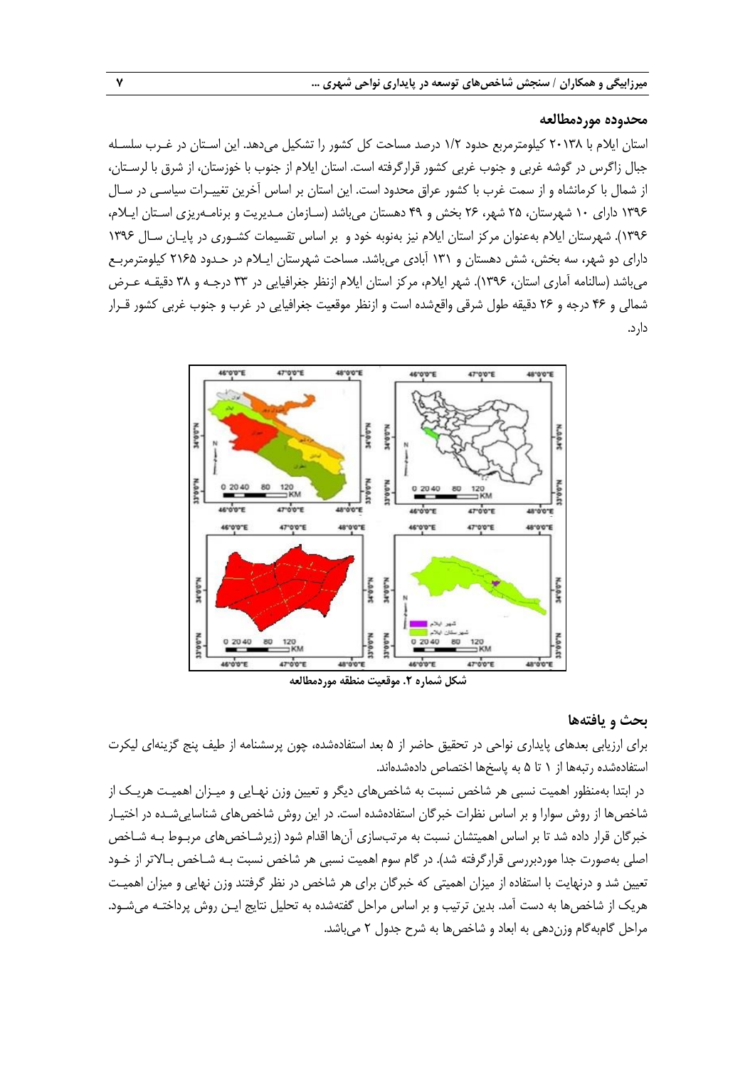## محدوده موردمطالعه

استان ایلام با ۲۰۱۳۸ کیلومترمربع حدود ۱/۲ درصد مساحت کل کشور را تشکیل می‌دهد. این استان در غرب سلسله جبال زاگرس در گوشه غربی و جنوب غربی کشور قرارگرفته است. استان ایلام از جنوب با خوزستان، از شرق با لرستان، از شمال با کرمانشاه و از سمت غرب با کشور عراق محدود است. این استان بر اساس آخرین تغییرات سیاسی در سال ۱۳۹۶ دارای ۱۰ شهرستان، ۲۵ شهر، ۲۶ بخش و ۴۹ دهستان می‌باشد (سازمان مدیریت و برنامه‌ریزی استان ایلام، ۱۳۹۶). شهرستان ایلام به‌عنوان مرکز استان ایلام نیز به‌نوبه خود و بر اساس تقسیمات کشوری در پایان سال ۱۳۹۶ دارای دو شهر، سه بخش، شش دهستان و ۱۳۱ آبادی می‌باشد. مساحت شهرستان ایلام در حدود ۲۱۶۵ کیلومترمربع می‌باشد (سالنامه آماری استان، ۱۳۹۶). شهر ایلام، مرکز استان ایلام ازنظر جغرافیایی در ۳۳ درجه و ۳۸ دقیقه عرض شمالی و ۴۶ درجه و ۲۶ دقیقه طول شرقی واقع‌شده است و ازنظر موقعیت جغرافیایی در غرب و جنوب غربی کشور قرار دارد.

شکل شماره ۲. موقعیت منطقه موردمطالعه

## بحث و یافته‌ها

برای ارزیابی بعدهای پایداری نواحی در تحقیق حاضر از ۵ بعد استفاده‌شده، چون پرسشنامه از طیف پنج گزینه‌ای لیکرت استفاده‌شده رتبه‌ها از ۱ تا ۵ به پاسخ‌ها اختصاص داده‌شده‌اند.

در ابتدا به‌منظور اهمیت نسبی هر شاخص نسبت به شاخص‌های دیگر و تعیین وزن نهایی و میزان اهمیت هریک از شاخص‌ها از روش سوارا و بر اساس نظرات خبرگان استفاده‌شده است. در این روش شاخص‌های شناسایی‌شده در اختیار خبرگان قرار داده شد تا بر اساس اهمیتشان نسبت به مرتب‌سازی آن‌ها اقدام شود (زیرشاخص‌های مربوط به شاخص اصلی به‌صورت جدا موردبررسی قرارگرفته شد). در گام سوم اهمیت نسبی هر شاخص نسبت به شاخص بالاتر از خود تعیین شد و درنهایت با استفاده از میزان اهمیتی که خبرگان برای هر شاخص در نظر گرفتند وزن نهایی و میزان اهمیت هریک از شاخص‌ها به دست آمد. بدین ترتیب و بر اساس مراحل گفته‌شده به تحلیل نتایج این روش پرداخته می‌شود. مراحل گام‌به‌گام وزن‌دهی به ابعاد و شاخص‌ها به شرح جدول ۲ می‌باشد.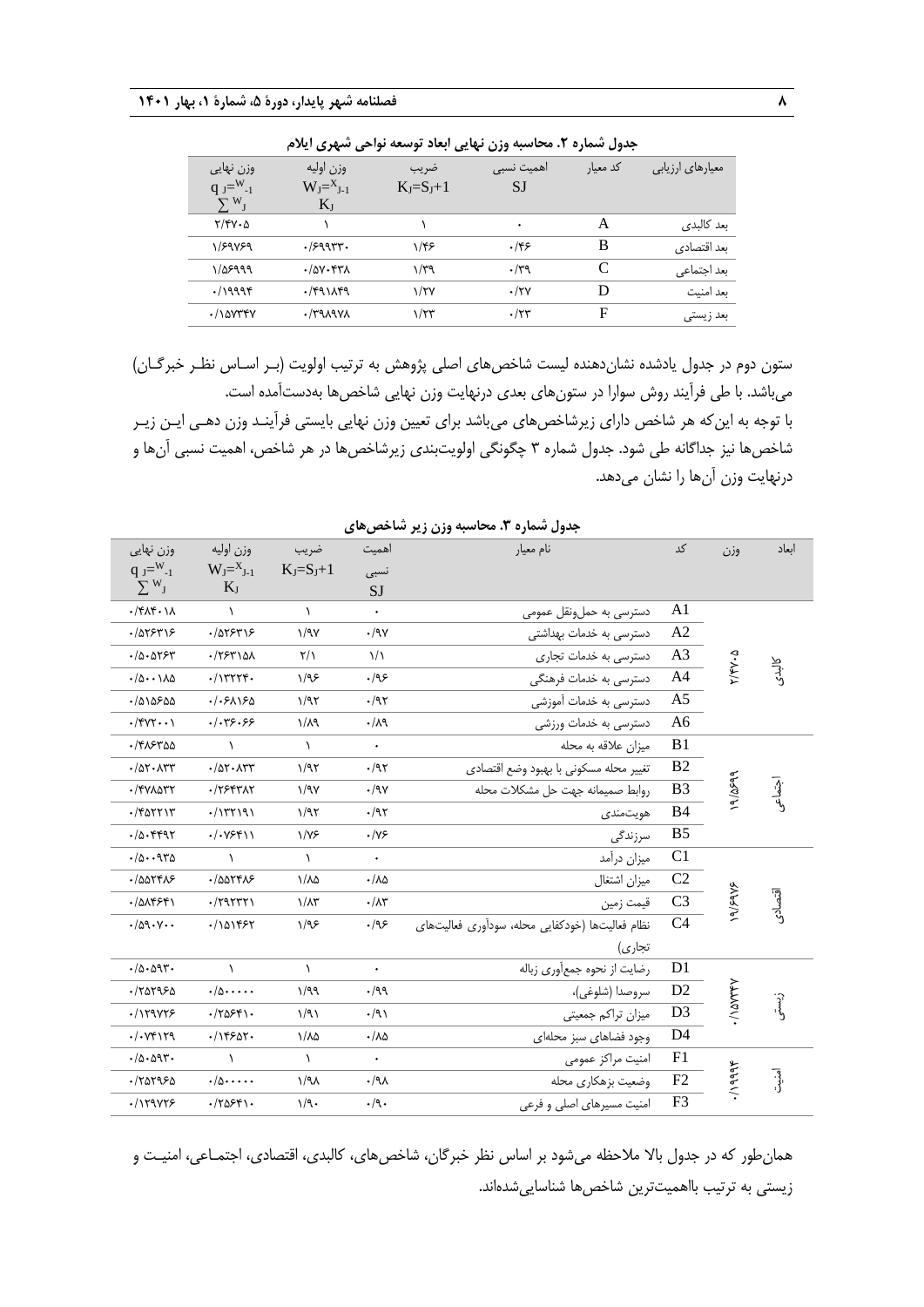**جدول شماره ۲. محاسبه وزن نهایی ابعاد توسعه نواحی شهری ایلام**

| معیارهای ارزیابی | کد معیار | اهمیت نسبی $S_J$ | ضریب $K_J=S_J+1$ | وزن اولیه $W_J=\frac{X_{J-1}}{K_J}$ | وزن نهایی $q_J=\frac{W_{J-1}}{\sum W_J}$ |
|---|---|---|---|---|---|
| بعد کالبدی | A | ۰ | ۱ | ۱ | ۲/۴۷۰۵ |
| بعد اقتصادی | B | ۰/۴۶ | ۱/۴۶ | ۰/۶۹۹۳۳۰ | ۱/۶۹۷۶۹ |
| بعد اجتماعی | C | ۰/۳۹ | ۱/۳۹ | ۰/۵۷۰۴۳۸ | ۱/۵۶۹۹۹ |
| بعد امنیت | D | ۰/۲۷ | ۱/۲۷ | ۰/۴۹۱۸۴۹ | ۰/۱۹۹۹۴ |
| بعد زیستی | F | ۰/۲۳ | ۱/۲۳ | ۰/۳۹۸۹۷۸ | ۰/۱۵۷۳۴۷ |

ستون دوم در جدول یادشده نشان‌دهنده لیست شاخص‌های اصلی پژوهش به ترتیب اولویت (بر اساس نظر خبرگان) می‌باشد. با طی فرآیند روش سوارا در ستون‌های بعدی درنهایت وزن نهایی شاخص‌ها به‌دست‌آمده است.
با توجه به این‌که هر شاخص دارای زیرشاخص‌های می‌باشد برای تعیین وزن نهایی بایستی فرآیند وزن دهی این زیر شاخص‌ها نیز جداگانه طی شود. جدول شماره ۳ چگونگی اولویت‌بندی زیرشاخص‌ها در هر شاخص، اهمیت نسبی آن‌ها و درنهایت وزن آن‌ها را نشان می‌دهد.

**جدول شماره ۳. محاسبه وزن زیر شاخص‌های**

| ابعاد | وزن | کد | نام معیار | اهمیت نسبی $S_J$ | ضریب $K_J=S_J+1$ | وزن اولیه $W_J=\frac{X_{J-1}}{K_J}$ | وزن نهایی $q_J=\frac{W_{J-1}}{\sum W_J}$ |
|---|---|---|---|---|---|---|---|
| کالبدی | ۲/۴۷۰۵ | A1 | دسترسی به حمل‌ونقل عمومی | ۰ | ۱ | ۱ | ۰/۴۸۴۰۱۸ |
| | | A2 | دسترسی به خدمات بهداشتی | ۰/۹۷ | ۱/۹۷ | ۰/۵۲۶۳۱۶ | ۰/۵۲۶۳۱۶ |
| | | A3 | دسترسی به خدمات تجاری | ۱/۱ | ۲/۱ | ۰/۲۶۳۱۵۸ | ۰/۵۰۵۲۶۳ |
| | | A4 | دسترسی به خدمات فرهنگی | ۰/۹۶ | ۱/۹۶ | ۰/۱۳۲۲۴۰ | ۰/۵۰۰۱۸۵ |
| | | A5 | دسترسی به خدمات آموزشی | ۰/۹۲ | ۱/۹۲ | ۰/۰۶۸۱۶۵ | ۰/۵۱۵۶۵۵ |
| | | A6 | دسترسی به خدمات ورزشی | ۰/۸۹ | ۱/۸۹ | ۰/۰۳۶۰۶۶ | ۰/۴۷۲۰۰۱ |
| اجتماعی | ۱۹/۵۶۹۹ | B1 | میزان علاقه به محله | ۰ | ۱ | ۱ | ۰/۴۸۶۳۵۵ |
| | | B2 | تغییر محله مسکونی با بهبود وضع اقتصادی | ۰/۹۲ | ۱/۹۲ | ۰/۵۲۰۸۳۳ | ۰/۵۲۰۸۳۳ |
| | | B3 | روابط صمیمانه جهت حل مشکلات محله | ۰/۹۷ | ۱/۹۷ | ۰/۲۶۴۳۸۲ | ۰/۴۷۸۵۳۲ |
| | | B4 | هویت‌مندی | ۰/۹۲ | ۱/۹۲ | ۰/۱۳۲۱۹۱ | ۰/۴۵۲۲۱۳ |
| | | B5 | سرزندگی | ۰/۷۶ | ۱/۷۶ | ۰/۰۷۶۴۱۱ | ۰/۵۰۴۴۹۲ |
| اقتصادی | ۱۹/۶۹۷۶ | C1 | میزان درآمد | ۰ | ۱ | ۱ | ۰/۵۰۰۹۳۵ |
| | | C2 | میزان اشتغال | ۰/۸۵ | ۱/۸۵ | ۰/۵۵۲۴۸۶ | ۰/۵۵۲۴۸۶ |
| | | C3 | قیمت زمین | ۰/۸۳ | ۱/۸۳ | ۰/۲۹۲۳۲۱ | ۰/۵۸۴۶۴۱ |
| | | C4 | نظام فعالیت‌ها (خودکفایی محله، سودآوری فعالیت‌های تجاری) | ۰/۹۶ | ۱/۹۶ | ۰/۱۵۱۴۶۲ | ۰/۵۹۰۷۰۰ |
| زیستی | ۰/۱۵۷۳۴۷ | D1 | رضایت از نحوه جمع‌آوری زباله | ۰ | ۱ | ۱ | ۰/۵۰۵۹۳۰ |
| | | D2 | سروصدا (شلوغی)، | ۰/۹۹ | ۱/۹۹ | ۰/۵۰۰۰۰۰ | ۰/۲۵۲۹۶۵ |
| | | D3 | میزان تراکم جمعیتی | ۰/۹۱ | ۱/۹۱ | ۰/۲۵۶۴۱۰ | ۰/۱۲۹۷۲۶ |
| | | D4 | وجود فضاهای سبز محله‌ای | ۰/۸۵ | ۱/۸۵ | ۰/۱۴۶۵۲۰ | ۰/۰۷۴۱۲۹ |
| امنیت | ۰/۱۹۹۹۴ | F1 | امنیت مراکز عمومی | ۰ | ۱ | ۱ | ۰/۵۰۵۹۳۰ |
| | | F2 | وضعیت بزهکاری محله | ۰/۹۸ | ۱/۹۸ | ۰/۵۰۰۰۰۰ | ۰/۲۵۲۹۶۵ |
| | | F3 | امنیت مسیرهای اصلی و فرعی | ۰/۹۰ | ۱/۹۰ | ۰/۲۵۶۴۱۰ | ۰/۱۲۹۷۲۶ |

همان‌طور که در جدول بالا ملاحظه می‌شود بر اساس نظر خبرگان، شاخص‌های، کالبدی، اقتصادی، اجتماعی، امنیت و زیستی به ترتیب بااهمیت‌ترین شاخص‌ها شناسایی‌شده‌اند.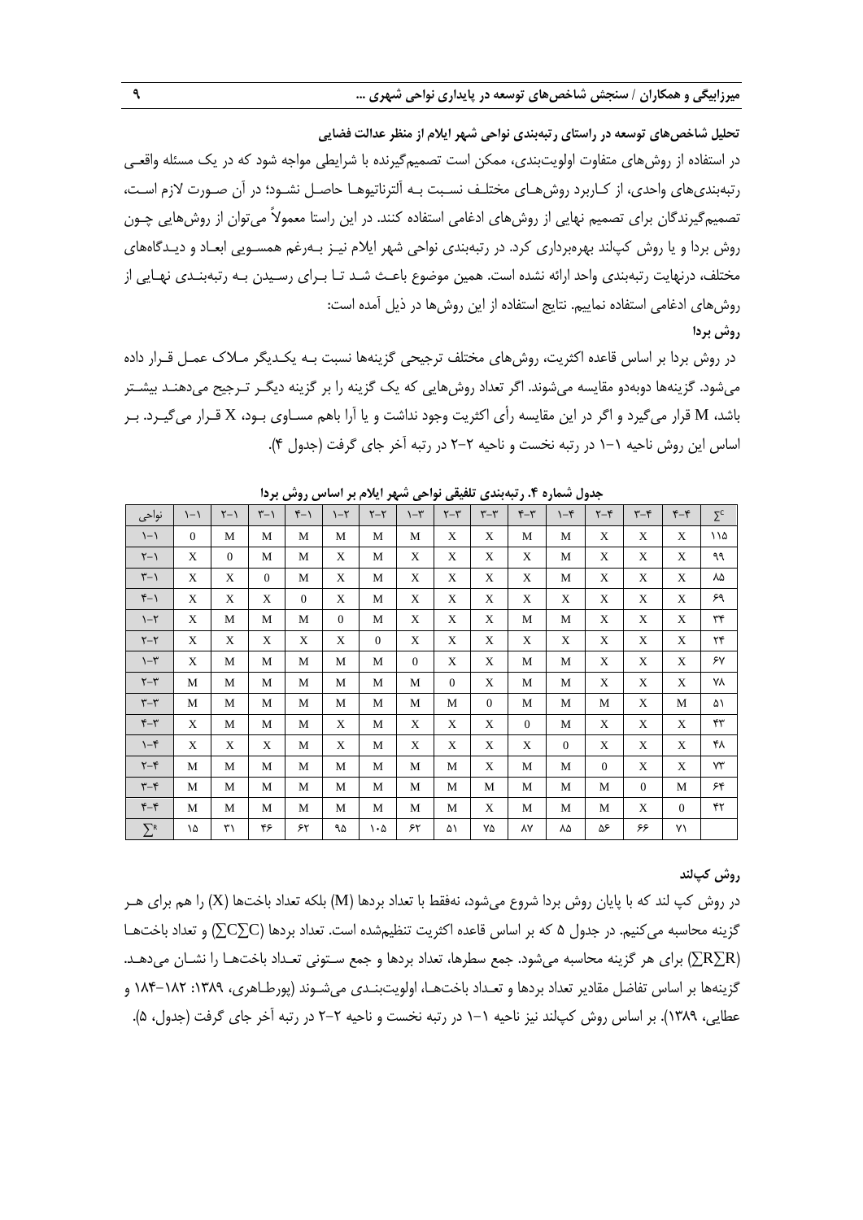**تحلیل شاخص‌های توسعه در راستای رتبه‌بندی نواحی شهر ایلام از منظر عدالت فضایی**

در استفاده از روش‌های متفاوت اولویت‌بندی، ممکن است تصمیم‌گیرنده با شرایطی مواجه شود که در یک مسئله واقعی رتبه‌بندی‌های واحدی، از کاربرد روش‌های مختلف نسبت به آلترناتیوها حاصل نشود؛ در آن صورت لازم است، تصمیم‌گیرندگان برای تصمیم نهایی از روش‌های ادغامی استفاده کنند. در این راستا معمولاً می‌توان از روش‌هایی چون روش بردا و یا روش کپ‌لند بهره‌برداری کرد. در رتبه‌بندی نواحی شهر ایلام نیز به‌رغم همسویی ابعاد و دیدگاه‌های مختلف، درنهایت رتبه‌بندی واحد ارائه نشده است. همین موضوع باعث شد تا برای رسیدن به رتبه‌بندی نهایی از روش‌های ادغامی استفاده نماییم. نتایج استفاده از این روش‌ها در ذیل آمده است:

**روش بردا**

در روش بردا بر اساس قاعده اکثریت، روش‌های مختلف ترجیحی گزینه‌ها نسبت به یکدیگر ملاک عمل قرار داده می‌شود. گزینه‌ها دوبه‌دو مقایسه می‌شوند. اگر تعداد روش‌هایی که یک گزینه را بر گزینه دیگر ترجیح می‌دهند بیشتر باشد، M قرار می‌گیرد و اگر در این مقایسه رأی اکثریت وجود نداشت و یا آرا باهم مساوی بود، X قرار می‌گیرد. بر اساس این روش ناحیه ۱-۱ در رتبه نخست و ناحیه ۲-۲ در رتبه آخر جای گرفت (جدول ۴).

**جدول شماره ۴. رتبه‌بندی تلفیقی نواحی شهر ایلام بر اساس روش بردا**

| نواحی | ۱-۱ | ۲-۱ | ۳-۱ | ۴-۱ | ۱-۲ | ۲-۲ | ۱-۳ | ۲-۳ | ۳-۳ | ۴-۳ | ۱-۴ | ۲-۴ | ۳-۴ | ۴-۴ | $\sum^C$ |
|---|---|---|---|---|---|---|---|---|---|---|---|---|---|---|---|
| ۱-۱ | 0 | M | M | M | M | M | M | X | X | M | M | X | X | X | ۱۱۵ |
| ۲-۱ | X | 0 | M | M | X | M | X | X | X | X | M | X | X | X | ۹۹ |
| ۳-۱ | X | X | 0 | M | X | M | X | X | X | X | M | X | X | X | ۸۵ |
| ۴-۱ | X | X | X | 0 | X | M | X | X | X | X | X | X | X | X | ۶۹ |
| ۱-۲ | X | M | M | M | 0 | M | X | X | X | M | M | X | X | X | ۳۴ |
| ۲-۲ | X | X | X | X | X | 0 | X | X | X | X | X | X | X | X | ۲۴ |
| ۱-۳ | X | M | M | M | M | M | 0 | X | X | M | M | X | X | X | ۶۷ |
| ۲-۳ | M | M | M | M | M | M | M | 0 | X | M | M | X | X | X | ۷۸ |
| ۳-۳ | M | M | M | M | M | M | M | M | 0 | M | M | M | X | M | ۵۱ |
| ۴-۳ | X | M | M | M | X | M | X | X | X | 0 | M | X | X | X | ۴۳ |
| ۱-۴ | X | X | X | M | X | M | X | X | X | X | 0 | X | X | X | ۴۸ |
| ۲-۴ | M | M | M | M | M | M | M | M | X | M | M | 0 | X | X | ۷۳ |
| ۳-۴ | M | M | M | M | M | M | M | M | M | M | M | M | 0 | M | ۶۴ |
| ۴-۴ | M | M | M | M | M | M | M | M | X | M | M | M | X | 0 | ۴۲ |
| $\sum^R$ | ۱۵ | ۳۱ | ۴۶ | ۶۲ | ۹۵ | ۱۰۵ | ۶۲ | ۵۱ | ۷۵ | ۸۷ | ۸۵ | ۵۶ | ۶۶ | ۷۱ | |

**روش کپ‌لند**

در روش کپ لند که با پایان روش بردا شروع می‌شود، نه‌فقط با تعداد بردها (M) بلکه تعداد باخت‌ها (X) را هم برای هر گزینه محاسبه می‌کنیم. در جدول ۵ که بر اساس قاعده اکثریت تنظیم‌شده است. تعداد بردها ($\sum C$) و تعداد باخت‌ها ($\sum R$) برای هر گزینه محاسبه می‌شود. جمع سطرها، تعداد بردها و جمع ستونی تعداد باخت‌ها را نشان می‌دهد. گزینه‌ها بر اساس تفاضل مقادیر تعداد بردها و تعداد باخت‌ها، اولویت‌بندی می‌شوند (پورطاهری، ۱۳۸۹: ۱۸۲-۱۸۴ و عطایی، ۱۳۸۹). بر اساس روش کپ‌لند نیز ناحیه ۱-۱ در رتبه نخست و ناحیه ۲-۲ در رتبه آخر جای گرفت (جدول، ۵).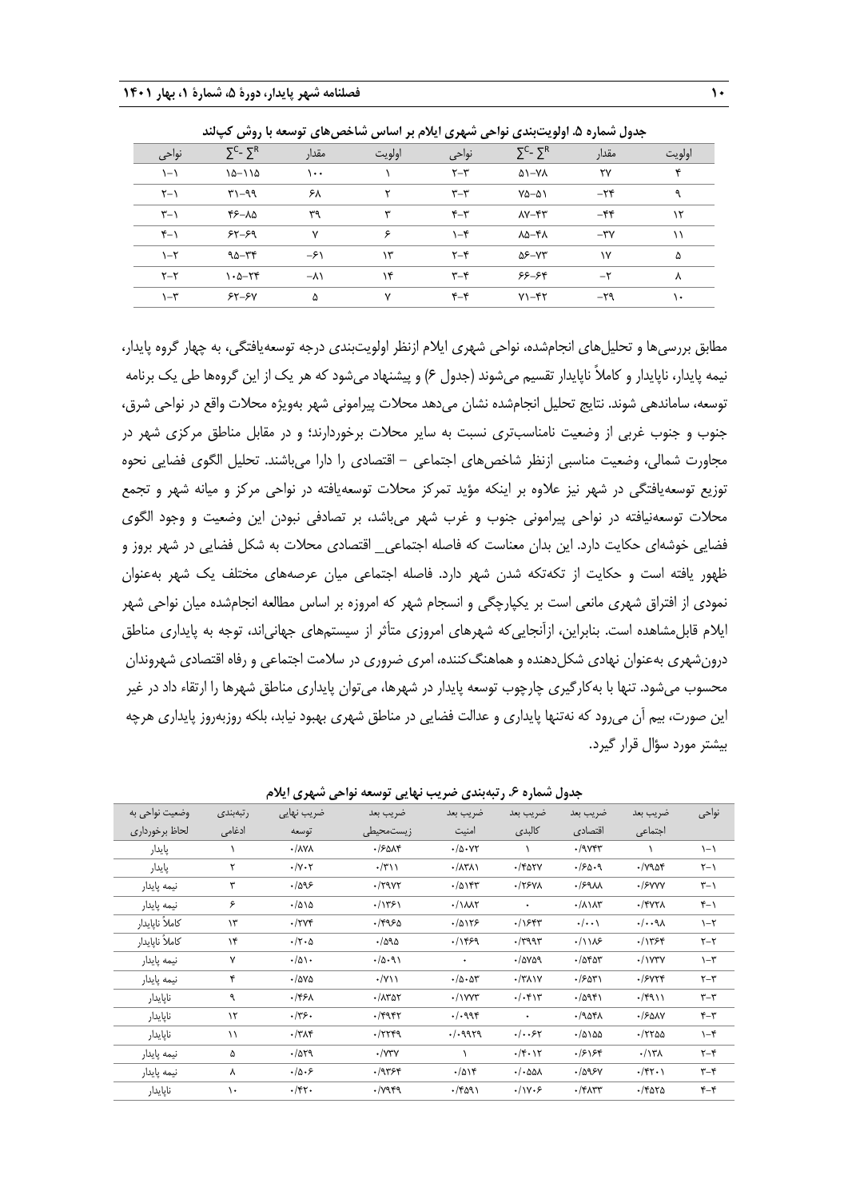جدول شماره ۵. اولویت‌بندی نواحی شهری ایلام بر اساس شاخص‌های توسعه با روش کپلند

| نواحی | $\sum^{C}-\sum^{R}$ | مقدار | اولویت | نواحی | $\sum^{C}-\sum^{R}$ | مقدار | اولویت |
|---|---|---|---|---|---|---|---|
| ۱-۱ | ۱۵-۱۱۵ | ۱۰۰ | ۱ | ۲-۳ | ۵۱-۷۸ | ۲۷ | ۴ |
| ۲-۱ | ۳۱-۹۹ | ۶۸ | ۲ | ۳-۳ | ۷۵-۵۱ | -۲۴ | ۹ |
| ۳-۱ | ۴۶-۸۵ | ۳۹ | ۳ | ۴-۳ | ۸۷-۴۳ | -۴۴ | ۱۲ |
| ۴-۱ | ۶۲-۶۹ | ۷ | ۶ | ۱-۴ | ۸۵-۴۸ | -۳۷ | ۱۱ |
| ۱-۲ | ۹۵-۳۴ | -۶۱ | ۱۳ | ۲-۴ | ۵۶-۷۳ | ۱۷ | ۵ |
| ۲-۲ | ۱۰۵-۲۴ | -۸۱ | ۱۴ | ۳-۴ | ۶۶-۶۴ | -۲ | ۸ |
| ۱-۳ | ۶۲-۶۷ | ۵ | ۷ | ۴-۴ | ۷۱-۴۲ | -۲۹ | ۱۰ |

مطابق بررسی‌ها و تحلیل‌های انجام‌شده، نواحی شهری ایلام ازنظر اولویت‌بندی درجه توسعه‌یافتگی، به چهار گروه پایدار، نیمه پایدار، ناپایدار و کاملاً ناپایدار تقسیم می‌شوند (جدول ۶) و پیشنهاد می‌شود که هر یک از این گروه‌ها طی یک برنامه توسعه، ساماندهی شوند. نتایج تحلیل انجام‌شده نشان می‌دهد محلات پیرامونی شهر به‌ویژه محلات واقع در نواحی شرق، جنوب و جنوب غربی از وضعیت نامناسب‌تری نسبت به سایر محلات برخوردارند؛ و در مقابل مناطق مرکزی شهر در مجاورت شمالی، وضعیت مناسبی ازنظر شاخص‌های اجتماعی - اقتصادی را دارا می‌باشند. تحلیل الگوی فضایی نحوه توزیع توسعه‌یافتگی در شهر نیز علاوه بر اینکه مؤید تمرکز محلات توسعه‌یافته در نواحی مرکز و میانه شهر و تجمع محلات توسعه‌نیافته در نواحی پیرامونی جنوب و غرب شهر می‌باشد، بر تصادفی نبودن این وضعیت و وجود الگوی فضایی خوشه‌ای حکایت دارد. این بدان معناست که فاصله اجتماعی_ اقتصادی محلات به شکل فضایی در شهر بروز و ظهور یافته است و حکایت از تکه‌تکه شدن شهر دارد. فاصله اجتماعی میان عرصه‌های مختلف یک شهر به‌عنوان نمودی از افتراق شهری مانعی است بر یکپارچگی و انسجام شهر که امروزه بر اساس مطالعه انجام‌شده میان نواحی شهر ایلام قابل‌مشاهده است. بنابراین، ازآنجایی‌که شهرهای امروزی متأثر از سیستم‌های جهانی‌اند، توجه به پایداری مناطق درون‌شهری به‌عنوان نهادی شکل‌دهنده و هماهنگ‌کننده، امری ضروری در سلامت اجتماعی و رفاه اقتصادی شهروندان محسوب می‌شود. تنها با به‌کارگیری چارچوب توسعه پایدار در شهرها، می‌توان پایداری مناطق شهرها را ارتقاء داد در غیر این صورت، بیم آن می‌رود که نه‌تنها پایداری و عدالت فضایی در مناطق شهری بهبود نیابد، بلکه روزبه‌روز پایداری هرچه بیشتر مورد سؤال قرار گیرد.

جدول شماره ۶. رتبه‌بندی ضریب نهایی توسعه نواحی شهری ایلام

| نواحی | ضریب بعد اجتماعی | ضریب بعد اقتصادی | ضریب بعد کالبدی | ضریب بعد امنیت | ضریب بعد زیست‌محیطی | ضریب نهایی توسعه | رتبه‌بندی ادغامی | وضعیت نواحی به لحاظ برخورداری |
|---|---|---|---|---|---|---|---|---|
| ۱-۱ | ۱ | ۰/۹۷۴۳ | ۱ | ۰/۵۰۷۲ | ۰/۶۵۸۴ | ۰/۸۷۸ | ۱ | پایدار |
| ۲-۱ | ۰/۷۹۵۴ | ۰/۶۵۰۹ | ۰/۴۵۲۷ | ۰/۸۳۸۱ | ۰/۳۱۱ | ۰/۷۰۲ | ۲ | پایدار |
| ۳-۱ | ۰/۶۷۷۷ | ۰/۶۹۸۸ | ۰/۲۶۷۸ | ۰/۵۱۴۳ | ۰/۲۹۷۲ | ۰/۵۹۶ | ۳ | نیمه پایدار |
| ۴-۱ | ۰/۴۷۲۸ | ۰/۸۱۸۳ | ۰ | ۰/۱۸۸۲ | ۰/۱۳۶۱ | ۰/۵۱۵ | ۶ | نیمه پایدار |
| ۱-۲ | ۰/۰۰۹۸ | ۰/۰۰۱ | ۰/۱۶۴۳ | ۰/۵۱۲۶ | ۰/۴۹۶۵ | ۰/۲۷۴ | ۱۳ | کاملاً ناپایدار |
| ۲-۲ | ۰/۱۳۶۴ | ۰/۱۱۸۶ | ۰/۳۹۹۳ | ۰/۱۴۶۹ | ۰/۵۹۵ | ۰/۲۰۵ | ۱۴ | کاملاً ناپایدار |
| ۱-۳ | ۰/۱۷۳۷ | ۰/۵۴۵۳ | ۰/۵۷۵۹ | ۰ | ۰/۵۰۹۱ | ۰/۵۱۰ | ۷ | نیمه پایدار |
| ۲-۳ | ۰/۶۷۲۴ | ۰/۶۵۳۱ | ۰/۳۸۱۷ | ۰/۵۰۵۳ | ۰/۷۱۱ | ۰/۵۷۵ | ۴ | نیمه پایدار |
| ۳-۳ | ۰/۴۹۱۱ | ۰/۵۹۴۱ | ۰/۰۴۱۳ | ۰/۱۷۷۳ | ۰/۸۳۵۲ | ۰/۴۶۸ | ۹ | ناپایدار |
| ۴-۳ | ۰/۶۵۸۷ | ۰/۹۵۴۸ | ۰ | ۰/۰۹۹۴ | ۰/۴۹۴۲ | ۰/۳۶۰ | ۱۲ | ناپایدار |
| ۱-۴ | ۰/۲۲۵۵ | ۰/۵۱۵۵ | ۰/۰۰۶۲ | ۰/۰۹۹۲۹ | ۰/۲۲۴۹ | ۰/۳۸۴ | ۱۱ | ناپایدار |
| ۲-۴ | ۰/۱۳۸ | ۰/۶۱۶۴ | ۰/۴۰۱۲ | ۱ | ۰/۷۳۷ | ۰/۵۲۹ | ۵ | نیمه پایدار |
| ۳-۴ | ۰/۴۲۰۱ | ۰/۵۹۶۷ | ۰/۰۵۵۸ | ۰/۵۱۴ | ۰/۹۳۶۴ | ۰/۵۰۶ | ۸ | نیمه پایدار |
| ۴-۴ | ۰/۴۵۲۵ | ۰/۴۸۳۳ | ۰/۱۷۰۶ | ۰/۴۵۹۱ | ۰/۷۹۴۹ | ۰/۴۲۰ | ۱۰ | ناپایدار |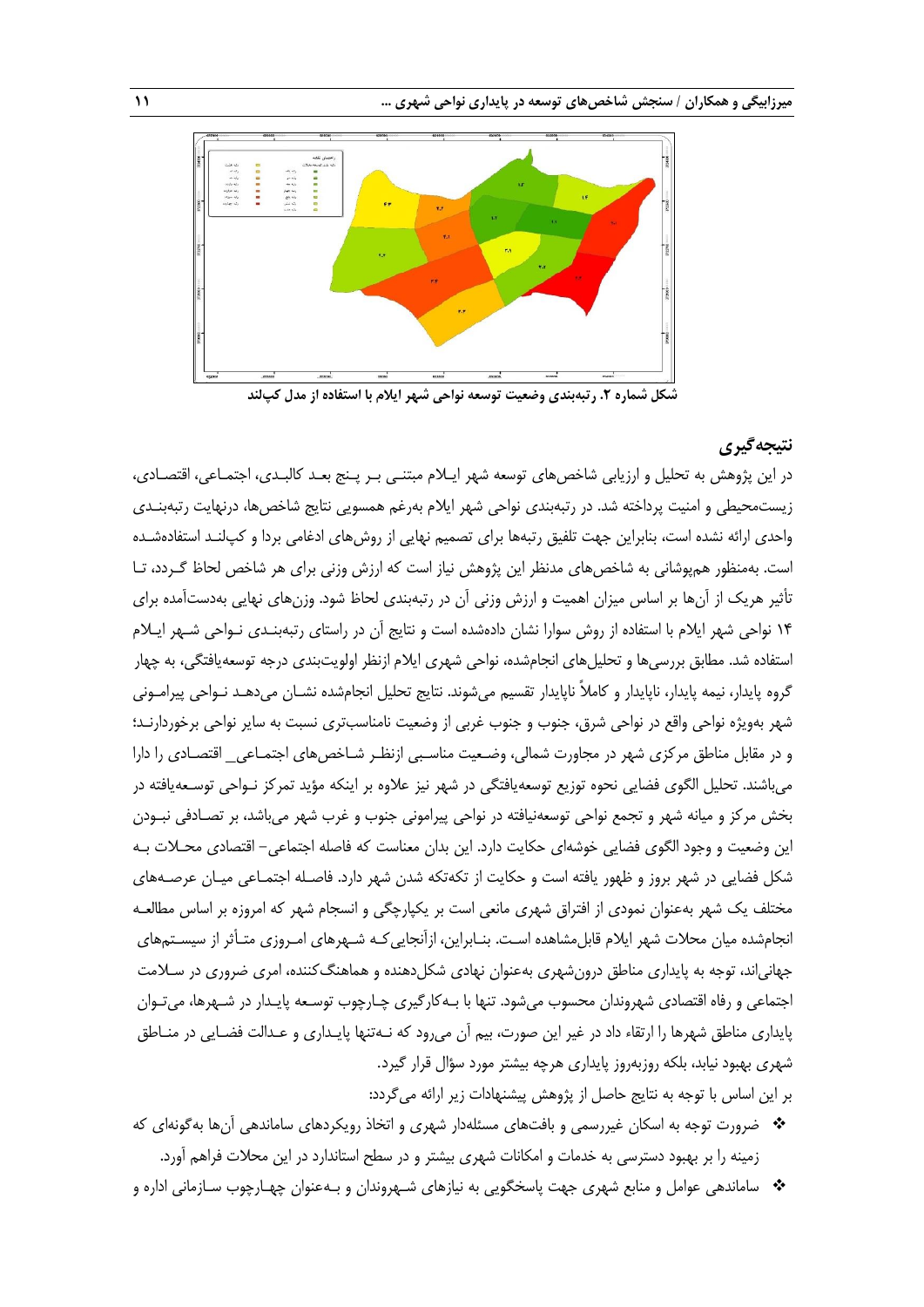شکل شماره ۲. رتبه‌بندی وضعیت توسعه نواحی شهر ایلام با استفاده از مدل کپ‌لند

## نتیجه‌گیری

در این پژوهش به تحلیل و ارزیابی شاخص‌های توسعه شهر ایلام مبتنی بر پنج بعد کالبدی، اجتماعی، اقتصادی، زیست‌محیطی و امنیت پرداخته شد. در رتبه‌بندی نواحی شهر ایلام به‌رغم همسویی نتایج شاخص‌ها، درنهایت رتبه‌بندی واحدی ارائه نشده است، بنابراین جهت تلفیق رتبه‌ها برای تصمیم نهایی از روش‌های ادغامی بردا و کپ‌لند استفاده‌شده است. به‌منظور هم‌پوشانی به شاخص‌های مدنظر این پژوهش نیاز است که ارزش وزنی برای هر شاخص لحاظ گردد، تا تأثیر هریک از آن‌ها بر اساس میزان اهمیت و ارزش وزنی آن در رتبه‌بندی لحاظ شود. وزن‌های نهایی به‌دست‌آمده برای ۱۴ نواحی شهر ایلام با استفاده از روش سوارا نشان داده‌شده است و نتایج آن در راستای رتبه‌بندی نواحی شهر ایلام استفاده شد. مطابق بررسی‌ها و تحلیل‌های انجام‌شده، نواحی شهری ایلام ازنظر اولویت‌بندی درجه توسعه‌یافتگی، به چهار گروه پایدار، نیمه پایدار، ناپایدار و کاملاً ناپایدار تقسیم می‌شوند. نتایج تحلیل انجام‌شده نشان می‌دهد نواحی پیرامونی شهر به‌ویژه نواحی واقع در نواحی شرق، جنوب و جنوب غربی از وضعیت نامناسب‌تری نسبت به سایر نواحی برخوردارند؛ و در مقابل مناطق مرکزی شهر در مجاورت شمالی، وضعیت مناسبی ازنظر شاخص‌های اجتماعی_ اقتصادی را دارا می‌باشند. تحلیل الگوی فضایی نحوه توزیع توسعه‌یافتگی در شهر نیز علاوه بر اینکه مؤید تمرکز نواحی توسعه‌یافته در بخش مرکز و میانه شهر و تجمع نواحی توسعه‌نیافته در نواحی پیرامونی جنوب و غرب شهر می‌باشد، بر تصادفی نبودن این وضعیت و وجود الگوی فضایی خوشه‌ای حکایت دارد. این بدان معناست که فاصله اجتماعی– اقتصادی محلات به شکل فضایی در شهر بروز و ظهور یافته است و حکایت از تکه‌تکه شدن شهر دارد. فاصله اجتماعی میان عرصه‌های مختلف یک شهر به‌عنوان نمودی از افتراق شهری مانعی است بر یکپارچگی و انسجام شهر که امروزه بر اساس مطالعه انجام‌شده میان محلات شهر ایلام قابل‌مشاهده است. بنابراین، ازآنجایی‌که شهرهای امروزی متأثر از سیستم‌های جهانی‌اند، توجه به پایداری مناطق درون‌شهری به‌عنوان نهادی شکل‌دهنده و هماهنگ‌کننده، امری ضروری در سلامت اجتماعی و رفاه اقتصادی شهروندان محسوب می‌شود. تنها با به‌کارگیری چارچوب توسعه پایدار در شهرها، می‌توان پایداری مناطق شهرها را ارتقاء داد در غیر این صورت، بیم آن می‌رود که نه‌تنها پایداری و عدالت فضایی در مناطق شهری بهبود نیابد، بلکه روزبه‌روز پایداری هرچه بیشتر مورد سؤال قرار گیرد.

بر این اساس با توجه به نتایج حاصل از پژوهش پیشنهادات زیر ارائه می‌گردد:

- ضرورت توجه به اسکان غیررسمی و بافت‌های مسئله‌دار شهری و اتخاذ رویکردهای ساماندهی آن‌ها به‌گونه‌ای که زمینه را بر بهبود دسترسی به خدمات و امکانات شهری بیشتر و در سطح استاندارد در این محلات فراهم آورد.
- ساماندهی عوامل و منابع شهری جهت پاسخگویی به نیازهای شهروندان و به‌عنوان چهارچوب سازمانی اداره و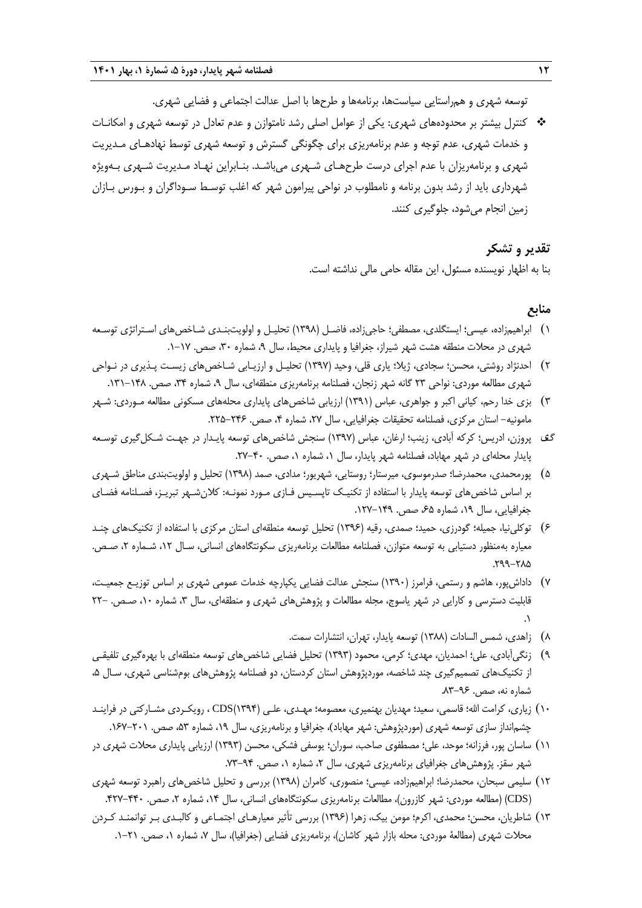توسعه شهری و هم‌راستایی سیاست‌ها، برنامه‌ها و طرح‌ها با اصل عدالت اجتماعی و فضایی شهری.

- کنترل بیشتر بر محدوده‌های شهری: یکی از عوامل اصلی رشد نامتوازن و عدم تعادل در توسعه شهری و امکانات و خدمات شهری، عدم توجه و عدم برنامه‌ریزی برای چگونگی گسترش و توسعه شهری توسط نهادهای مدیریت شهری و برنامه‌ریزان با عدم اجرای درست طرح‌های شهری می‌باشد. بنابراین نهاد مدیریت شهری به‌ویژه شهرداری باید از رشد بدون برنامه و نامطلوب در نواحی پیرامون شهر که اغلب توسط سوداگران و بورس بازان زمین انجام می‌شود، جلوگیری کنند.

## تقدیر و تشکر

بنا به اظهار نویسنده مسئول، این مقاله حامی مالی نداشته است.

## منابع

1) ابراهیم‌زاده، عیسی؛ ایستگلدی، مصطفی؛ حاجی‌زاده، فاضل (۱۳۹۸) تحلیل و اولویت‌بندی شاخص‌های استراتژی توسعه شهری در محلات منطقه هشت شهر شیراز، جغرافیا و پایداری محیط، سال ۹، شماره ۳۰، صص. ۱۷-۱.
2) احدنژاد روشتی، محسن؛ سجادی، ژیلا؛ یاری قلی، وحید (۱۳۹۷) تحلیل و ارزیابی شاخص‌های زیست پذیری در نواحی شهری مطالعه موردی: نواحی ۲۳ گانه شهر زنجان، فصلنامه برنامه‌ریزی منطقه‌ای، سال ۹، شماره ۳۴، صص. ۱۴۸-۱۳۱.
3) بزی خدا رحم، کیانی اکبر و جواهری، عباس (۱۳۹۱) ارزیابی شاخص‌های پایداری محله‌های مسکونی مطالعه موردی: شهر مامونیه- استان مرکزی، فصلنامه تحقیقات جغرافیایی، سال ۲۷، شماره ۴، صص. ۲۴۶-۲۲۵.
4) پروزن، ادریس؛ کرکه آبادی، زینب؛ ارغان، عباس (۱۳۹۷) سنجش شاخص‌های توسعه پایدار در جهت شکل‌گیری توسعه پایدار محله‌ای در شهر مهاباد، فصلنامه شهر پایدار، سال ۱، شماره ۱، صص. ۴۰-۲۷.
5) پورمحمدی، محمدرضا؛ صدرموسوی، میرستار؛ روستایی، شهریور؛ مدادی، صمد (۱۳۹۸) تحلیل و اولویت‌بندی مناطق شهری بر اساس شاخص‌های توسعه پایدار با استفاده از تکنیک تاپسیس فازی مورد نمونه: کلان‌شهر تبریز، فصلنامه فضای جغرافیایی، سال ۱۹، شماره ۶۵، صص. ۱۴۹-۱۲۷.
6) توکلی‌نیا، جمیله؛ گودرزی، حمید؛ صمدی، رقیه (۱۳۹۶) تحلیل توسعه منطقه‌ای استان مرکزی با استفاده از تکنیک‌های چند معیاره به‌منظور دستیابی به توسعه متوازن، فصلنامه مطالعات برنامه‌ریزی سکونتگاه‌های انسانی، سال ۱۲، شماره ۲، صص. ۲۹۹-۲۸۵.
7) داداش‌پور، هاشم و رستمی، فرامرز (۱۳۹۰) سنجش عدالت فضایی یکپارچه خدمات عمومی شهری بر اساس توزیع جمعیت، قابلیت دسترسی و کارایی در شهر یاسوج، مجله مطالعات و پژوهش‌های شهری و منطقه‌ای، سال ۳، شماره ۱۰، صص. ۲۲-۱.
8) زاهدی، شمس السادات (۱۳۸۸) توسعه پایدار، تهران، انتشارات سمت.
9) زنگی‌آبادی، علی؛ احمدیان، مهدی؛ کرمی، محمود (۱۳۹۳) تحلیل فضایی شاخص‌های توسعه منطقه‌ای با بهره‌گیری تلفیقی از تکنیک‌های تصمیم‌گیری چند شاخصه، موردپژوهش استان کردستان، دو فصلنامه پژوهش‌های بوم‌شناسی شهری، سال ۵، شماره نه، صص. ۹۶-۸۳.
10) زیاری، کرامت الله؛ قاسمی، سعید؛ مهدیان بهنمیری، معصومه؛ مهدی، علی (CDS(۱۳۹۴ ، رویکردی مشارکتی در فرایند چشم‌انداز سازی توسعه شهری (موردپژوهش: شهر مهاباد)، جغرافیا و برنامه‌ریزی، سال ۱۹، شماره ۵۳، صص. ۲۰۱-۱۶۷.
11) ساسان پور، فرزانه؛ موحد، علی؛ مصطفوی صاحب، سوران؛ یوسفی فشکی، محسن (۱۳۹۳) ارزیابی پایداری محلات شهری در شهر سقز. پژوهش‌های جغرافیای برنامه‌ریزی شهری، سال ۲، شماره ۱، صص. ۹۴-۷۳.
12) سلیمی سبحان، محمدرضا؛ ابراهیم‌زاده، عیسی؛ منصوری، کامران (۱۳۹۸) بررسی و تحلیل شاخص‌های راهبرد توسعه شهری (CDS) (مطالعه موردی: شهر کازرون)، مطالعات برنامه‌ریزی سکونتگاه‌های انسانی، سال ۱۴، شماره ۲، صص. ۴۴۰-۴۲۷.
13) شاطریان، محسن؛ محمدی، اکرم؛ مومن بیک، زهرا (۱۳۹۶) بررسی تأثیر معیارهای اجتماعی و کالبدی بر توانمند کردن محلات شهری (مطالعهٔ موردی: محله بازار شهر کاشان)، برنامه‌ریزی فضایی (جغرافیا)، سال ۷، شماره ۱، صص. ۲۱-۱.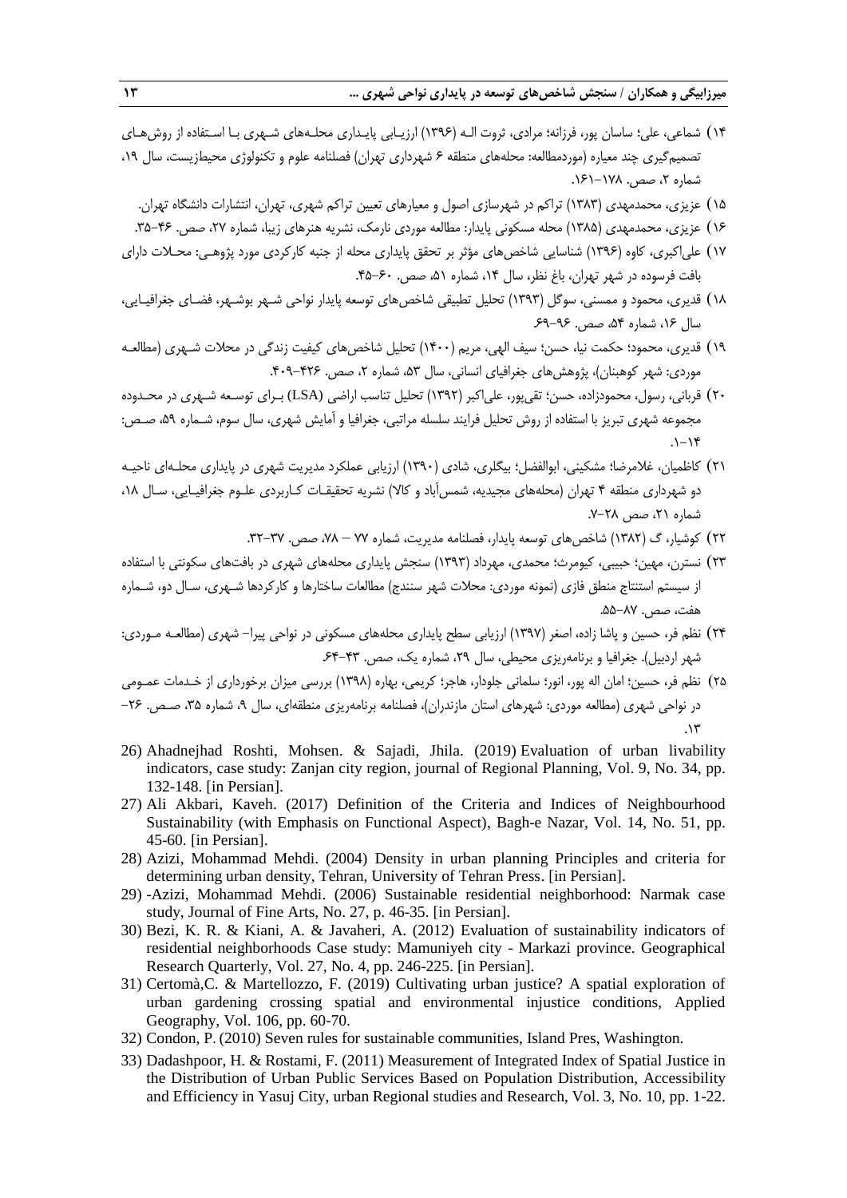۱۴) شماعی، علی؛ ساسان پور، فرزانه؛ مرادی، ثروت الـه (۱۳۹۶) ارزیـابی پایـداری محلـه‌های شـهری بـا اسـتفاده از روش‌هـای تصمیم‌گیری چند معیاره (موردمطالعه: محله‌های منطقه ۶ شهرداری تهران) فصلنامه علوم و تکنولوژی محیط‌زیست، سال ۱۹، شماره ۲، صص. ۱۷۸–۱۶۱.

۱۵) عزیزی، محمدمهدی (۱۳۸۳) تراکم در شهرسازی اصول و معیارهای تعیین تراکم شهری، تهران، انتشارات دانشگاه تهران.

۱۶) عزیزی، محمدمهدی (۱۳۸۵) محله مسکونی پایدار: مطالعه موردی نارمک، نشریه هنرهای زیبا، شماره ۲۷، صص. ۴۶–۳۵.

۱۷) علی‌اکبری، کاوه (۱۳۹۶) شناسایی شاخص‌های مؤثر بر تحقق پایداری محله از جنبه کارکردی مورد پژوهـی: محـلات دارای بافت فرسوده در شهر تهران، باغ نظر، سال ۱۴، شماره ۵۱، صص. ۶۰–۴۵.

۱۸) قدیری، محمود و ممسنی، سوگل (۱۳۹۳) تحلیل تطبیقی شاخص‌های توسعه پایدار نواحی شـهر بوشـهر، فضـای جغرافیـایی، سال ۱۶، شماره ۵۴، صص. ۹۶–۶۹.

۱۹) قدیری، محمود؛ حکمت نیا، حسن؛ سیف الهی، مریم (۱۴۰۰) تحلیل شاخص‌های کیفیت زندگی در محلات شـهری (مطالعـه موردی: شهر کوهبنان)، پژوهش‌های جغرافیای انسانی، سال ۵۳، شماره ۲، صص. ۴۲۶–۴۰۹.

۲۰) قربانی، رسول، محمودزاده، حسن؛ تقی‌پور، علی‌اکبر (۱۳۹۲) تحلیل تناسب اراضی (LSA) بـرای توسـعه شـهری در محـدوده مجموعه شهری تبریز با استفاده از روش تحلیل فرایند سلسله مراتبی، جغرافیا و آمایش شهری، سال سوم، شـماره ۵۹، صـص: ۱۴–۱.

۲۱) کاظمیان، غلامرضا؛ مشکینی، ابوالفضل؛ بیگلری، شادی (۱۳۹۰) ارزیابی عملکرد مدیریت شهری در پایداری محلـه‌ای ناحیـه دو شهرداری منطقه ۴ تهران (محله‌های مجیدیه، شمس‌آباد و کالا) نشریه تحقیقـات کـاربردی علـوم جغرافیـایی، سـال ۱۸، شماره ۲۱، صص ۲۸–۷.

۲۲) کوشیار، گ (۱۳۸۲) شاخص‌های توسعه پایدار، فصلنامه مدیریت، شماره ۷۷ – ۷۸، صص. ۳۷–۳۲.

۲۳) نسترن، مهین؛ حبیبی، کیومرث؛ محمدی، مهرداد (۱۳۹۳) سنجش پایداری محله‌های شهری در بافت‌های سکونتی با استفاده از سیستم استنتاج منطق فازی (نمونه موردی: محلات شهر سنندج) مطالعات ساختارها و کارکردها شـهری، سـال دو، شـماره هفت، صص. ۸۷–۵۵.

۲۴) نظم فر، حسین و پاشا زاده، اصغر (۱۳۹۷) ارزیابی سطح پایداری محله‌های مسکونی در نواحی پیرا- شهری (مطالعـه مـوردی: شهر اردبیل). جغرافیا و برنامه‌ریزی محیطی، سال ۲۹، شماره یک، صص. ۴۳–۶۴.

۲۵) نظم فر، حسین؛ امان اله پور، انور؛ سلمانی جلودار، هاجر؛ کریمی، بهاره (۱۳۹۸) بررسی میزان برخورداری از خـدمات عمـومی در نواحی شهری (مطالعه موردی: شهرهای استان مازندران)، فصلنامه برنامه‌ریزی منطقه‌ای، سال ۹، شماره ۳۵، صـص. ۲۶– ۱۳.

26) Ahadnejhad Roshti, Mohsen. & Sajadi, Jhila. (2019) Evaluation of urban livability indicators, case study: Zanjan city region, journal of Regional Planning, Vol. 9, No. 34, pp. 132-148. [in Persian].

27) Ali Akbari, Kaveh. (2017) Definition of the Criteria and Indices of Neighbourhood Sustainability (with Emphasis on Functional Aspect), Bagh-e Nazar, Vol. 14, No. 51, pp. 45-60. [in Persian].

28) Azizi, Mohammad Mehdi. (2004) Density in urban planning Principles and criteria for determining urban density, Tehran, University of Tehran Press. [in Persian].

29) -Azizi, Mohammad Mehdi. (2006) Sustainable residential neighborhood: Narmak case study, Journal of Fine Arts, No. 27, p. 46-35. [in Persian].

30) Bezi, K. R. & Kiani, A. & Javaheri, A. (2012) Evaluation of sustainability indicators of residential neighborhoods Case study: Mamuniyeh city - Markazi province. Geographical Research Quarterly, Vol. 27, No. 4, pp. 246-225. [in Persian].

31) Certomà,C. & Martellozzo, F. (2019) Cultivating urban justice? A spatial exploration of urban gardening crossing spatial and environmental injustice conditions, Applied Geography, Vol. 106, pp. 60-70.

32) Condon, P. (2010) Seven rules for sustainable communities, Island Pres, Washington.

33) Dadashpoor, H. & Rostami, F. (2011) Measurement of Integrated Index of Spatial Justice in the Distribution of Urban Public Services Based on Population Distribution, Accessibility and Efficiency in Yasuj City, urban Regional studies and Research, Vol. 3, No. 10, pp. 1-22.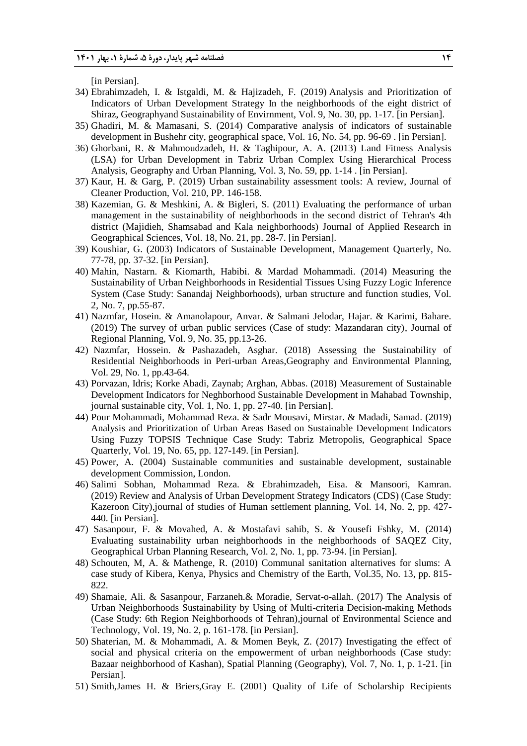[in Persian].

34) Ebrahimzadeh, I. & Istgaldi, M. & Hajizadeh, F. (2019) Analysis and Prioritization of Indicators of Urban Development Strategy In the neighborhoods of the eight district of Shiraz, Geographyand Sustainability of Envirnment, Vol. 9, No. 30, pp. 1-17. [in Persian].
35) Ghadiri, M. & Mamasani, S. (2014) Comparative analysis of indicators of sustainable development in Bushehr city, geographical space, Vol. 16, No. 54, pp. 96-69 . [in Persian].
36) Ghorbani, R. & Mahmoudzadeh, H. & Taghipour, A. A. (2013) Land Fitness Analysis (LSA) for Urban Development in Tabriz Urban Complex Using Hierarchical Process Analysis, Geography and Urban Planning, Vol. 3, No. 59, pp. 1-14 . [in Persian].
37) Kaur, H. & Garg, P. (2019) Urban sustainability assessment tools: A review, Journal of Cleaner Production, Vol. 210, PP. 146-158.
38) Kazemian, G. & Meshkini, A. & Bigleri, S. (2011) Evaluating the performance of urban management in the sustainability of neighborhoods in the second district of Tehran's 4th district (Majidieh, Shamsabad and Kala neighborhoods) Journal of Applied Research in Geographical Sciences, Vol. 18, No. 21, pp. 28-7. [in Persian].
39) Koushiar, G. (2003) Indicators of Sustainable Development, Management Quarterly, No. 77-78, pp. 37-32. [in Persian].
40) Mahin, Nastarn. & Kiomarth, Habibi. & Mardad Mohammadi. (2014) Measuring the Sustainability of Urban Neighborhoods in Residential Tissues Using Fuzzy Logic Inference System (Case Study: Sanandaj Neighborhoods), urban structure and function studies, Vol. 2, No. 7, pp.55-87.
41) Nazmfar, Hosein. & Amanolapour, Anvar. & Salmani Jelodar, Hajar. & Karimi, Bahare. (2019) The survey of urban public services (Case of study: Mazandaran city), Journal of Regional Planning, Vol. 9, No. 35, pp.13-26.
42) Nazmfar, Hossein. & Pashazadeh, Asghar. (2018) Assessing the Sustainability of Residential Neighborhoods in Peri-urban Areas,Geography and Environmental Planning, Vol. 29, No. 1, pp.43-64.
43) Porvazan, Idris; Korke Abadi, Zaynab; Arghan, Abbas. (2018) Measurement of Sustainable Development Indicators for Neghborhood Sustainable Development in Mahabad Township, journal sustainable city, Vol. 1, No. 1, pp. 27-40. [in Persian].
44) Pour Mohammadi, Mohammad Reza. & Sadr Mousavi, Mirstar. & Madadi, Samad. (2019) Analysis and Prioritization of Urban Areas Based on Sustainable Development Indicators Using Fuzzy TOPSIS Technique Case Study: Tabriz Metropolis, Geographical Space Quarterly, Vol. 19, No. 65, pp. 127-149. [in Persian].
45) Power, A. (2004) Sustainable communities and sustainable development, sustainable development Commission, London.
46) Salimi Sobhan, Mohammad Reza. & Ebrahimzadeh, Eisa. & Mansoori, Kamran. (2019) Review and Analysis of Urban Development Strategy Indicators (CDS) (Case Study: Kazeroon City),journal of studies of Human settlement planning, Vol. 14, No. 2, pp. 427-440. [in Persian].
47) Sasanpour, F. & Movahed, A. & Mostafavi sahib, S. & Yousefi Fshky, M. (2014) Evaluating sustainability urban neighborhoods in the neighborhoods of SAQEZ City, Geographical Urban Planning Research, Vol. 2, No. 1, pp. 73-94. [in Persian].
48) Schouten, M, A. & Mathenge, R. (2010) Communal sanitation alternatives for slums: A case study of Kibera, Kenya, Physics and Chemistry of the Earth, Vol.35, No. 13, pp. 815-822.
49) Shamaie, Ali. & Sasanpour, Farzaneh.& Moradie, Servat-o-allah. (2017) The Analysis of Urban Neighborhoods Sustainability by Using of Multi-criteria Decision-making Methods (Case Study: 6th Region Neighborhoods of Tehran),journal of Environmental Science and Technology, Vol. 19, No. 2, p. 161-178. [in Persian].
50) Shaterian, M. & Mohammadi, A. & Momen Beyk, Z. (2017) Investigating the effect of social and physical criteria on the empowerment of urban neighborhoods (Case study: Bazaar neighborhood of Kashan), Spatial Planning (Geography), Vol. 7, No. 1, p. 1-21. [in Persian].
51) Smith,James H. & Briers,Gray E. (2001) Quality of Life of Scholarship Recipients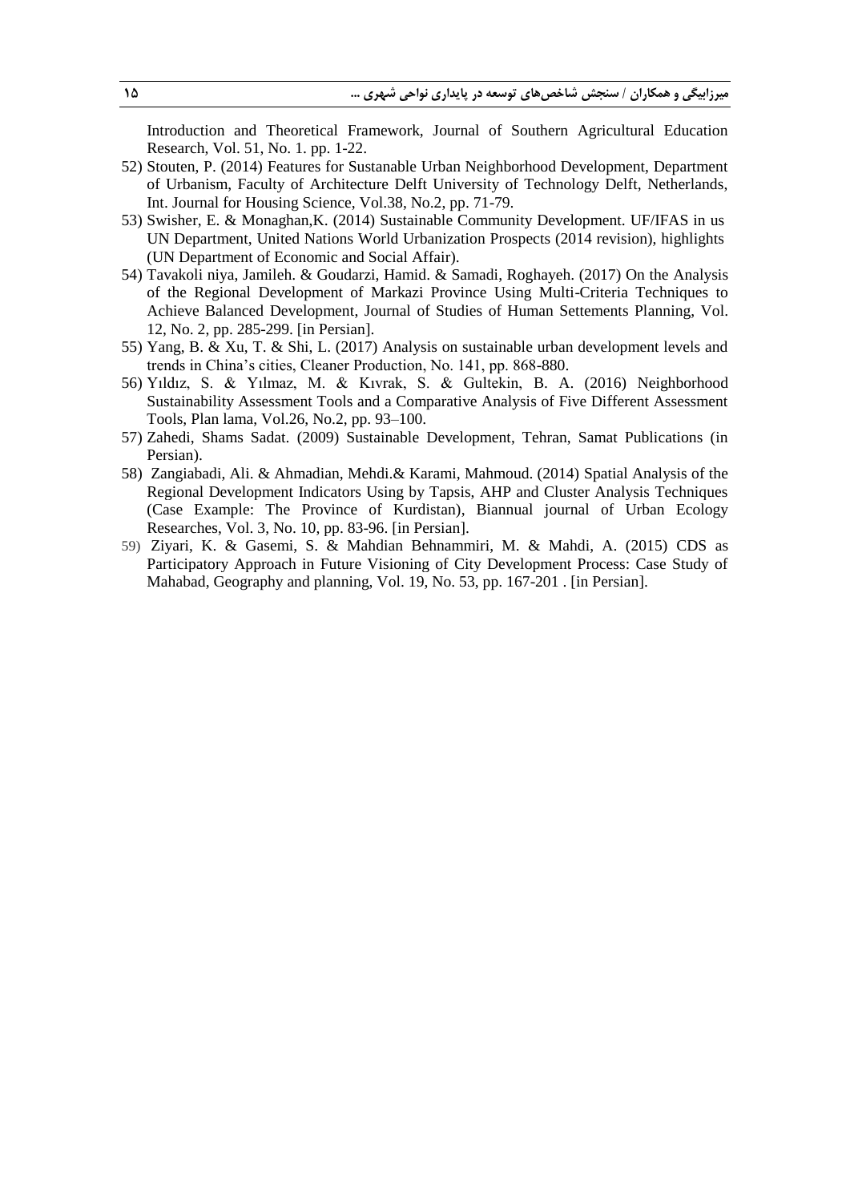Introduction and Theoretical Framework, Journal of Southern Agricultural Education Research, Vol. 51, No. 1. pp. 1-22.

52) Stouten, P. (2014) Features for Sustanable Urban Neighborhood Development, Department of Urbanism, Faculty of Architecture Delft University of Technology Delft, Netherlands, Int. Journal for Housing Science, Vol.38, No.2, pp. 71-79.
53) Swisher, E. & Monaghan,K. (2014) Sustainable Community Development. UF/IFAS in us UN Department, United Nations World Urbanization Prospects (2014 revision), highlights (UN Department of Economic and Social Affair).
54) Tavakoli niya, Jamileh. & Goudarzi, Hamid. & Samadi, Roghayeh. (2017) On the Analysis of the Regional Development of Markazi Province Using Multi-Criteria Techniques to Achieve Balanced Development, Journal of Studies of Human Settements Planning, Vol. 12, No. 2, pp. 285-299. [in Persian].
55) Yang, B. & Xu, T. & Shi, L. (2017) Analysis on sustainable urban development levels and trends in China's cities, Cleaner Production, No. 141, pp. 868-880.
56) Yıldız, S. & Yılmaz, M. & Kıvrak, S. & Gultekin, B. A. (2016) Neighborhood Sustainability Assessment Tools and a Comparative Analysis of Five Different Assessment Tools, Plan lama, Vol.26, No.2, pp. 93–100.
57) Zahedi, Shams Sadat. (2009) Sustainable Development, Tehran, Samat Publications (in Persian).
58) Zangiabadi, Ali. & Ahmadian, Mehdi.& Karami, Mahmoud. (2014) Spatial Analysis of the Regional Development Indicators Using by Tapsis, AHP and Cluster Analysis Techniques (Case Example: The Province of Kurdistan), Biannual journal of Urban Ecology Researches, Vol. 3, No. 10, pp. 83-96. [in Persian].
59) Ziyari, K. & Gasemi, S. & Mahdian Behnammiri, M. & Mahdi, A. (2015) CDS as Participatory Approach in Future Visioning of City Development Process: Case Study of Mahabad, Geography and planning, Vol. 19, No. 53, pp. 167-201 . [in Persian].